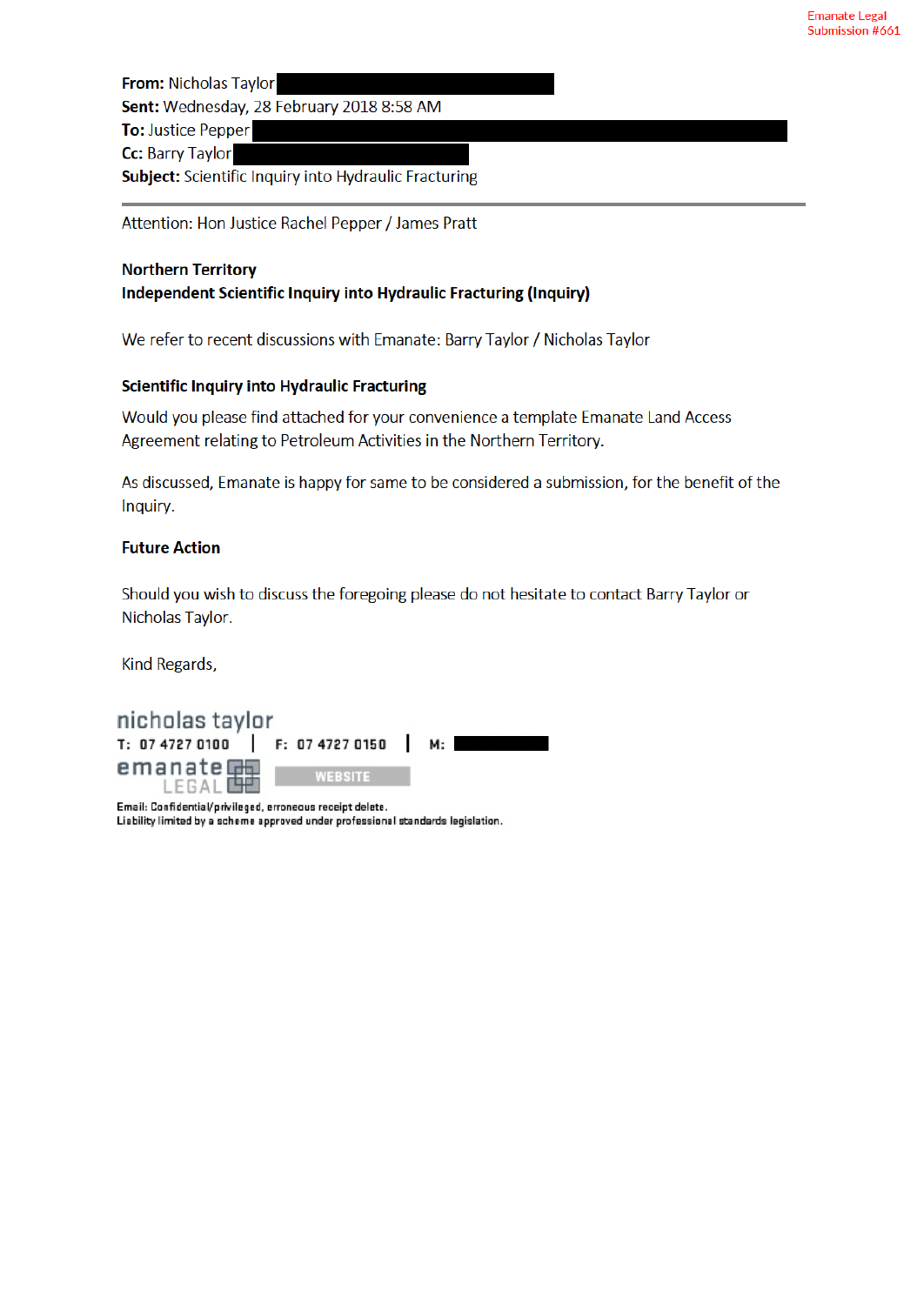**From:** Nicholas Taylor
**Sent:** Wednesday, 28 February 2018 8:58 AM
**To:** Justice Pepper
**Cc:** Barry Taylor
**Subject:** Scientific Inquiry into Hydraulic Fracturing

---

Attention: Hon Justice Rachel Pepper / James Pratt

**Northern Territory**
**Independent Scientific Inquiry into Hydraulic Fracturing (Inquiry)**

We refer to recent discussions with Emanate: Barry Taylor / Nicholas Taylor

**Scientific Inquiry into Hydraulic Fracturing**

Would you please find attached for your convenience a template Emanate Land Access Agreement relating to Petroleum Activities in the Northern Territory.

As discussed, Emanate is happy for same to be considered a submission, for the benefit of the Inquiry.

**Future Action**

Should you wish to discuss the foregoing please do not hesitate to contact Barry Taylor or Nicholas Taylor.

Kind Regards,

nicholas taylor
T: 07 4727 0100 | F: 07 4727 0150 | M:
emanate LEGAL
WEBSITE
Email: Confidential/privileged, erroneous receipt delete.
Liability limited by a scheme approved under professional standards legislation.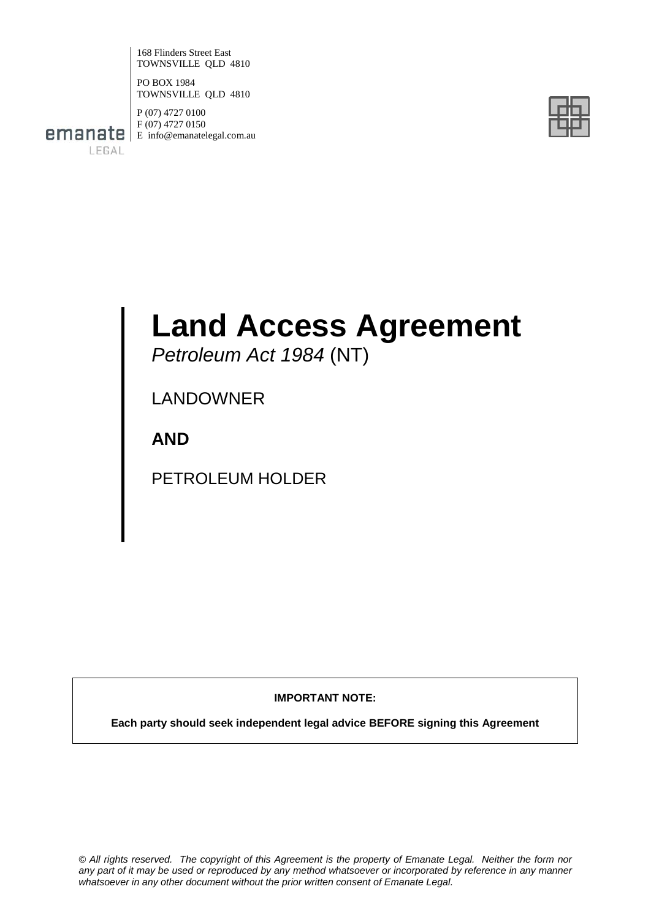168 Flinders Street East
TOWNSVILLE QLD 4810

PO BOX 1984
TOWNSVILLE QLD 4810

P (07) 4727 0100
F (07) 4727 0150
E info@emanatelegal.com.au

emanate LEGAL

# Land Access Agreement

*Petroleum Act 1984* (NT)

LANDOWNER

**AND**

PETROLEUM HOLDER

**IMPORTANT NOTE:**

**Each party should seek independent legal advice BEFORE signing this Agreement**

*© All rights reserved. The copyright of this Agreement is the property of Emanate Legal. Neither the form nor any part of it may be used or reproduced by any method whatsoever or incorporated by reference in any manner whatsoever in any other document without the prior written consent of Emanate Legal.*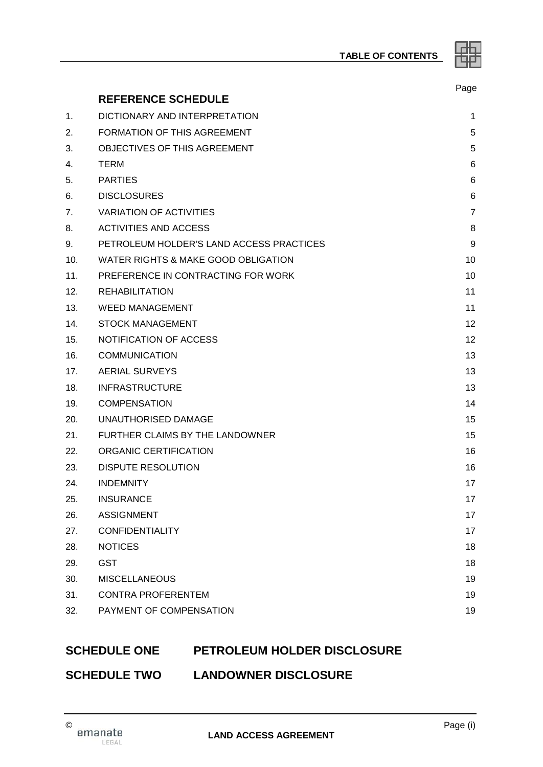# TABLE OF CONTENTS

| | | Page |
|---|---|---|
| | **REFERENCE SCHEDULE** | |
| 1. | DICTIONARY AND INTERPRETATION | 1 |
| 2. | FORMATION OF THIS AGREEMENT | 5 |
| 3. | OBJECTIVES OF THIS AGREEMENT | 5 |
| 4. | TERM | 6 |
| 5. | PARTIES | 6 |
| 6. | DISCLOSURES | 6 |
| 7. | VARIATION OF ACTIVITIES | 7 |
| 8. | ACTIVITIES AND ACCESS | 8 |
| 9. | PETROLEUM HOLDER'S LAND ACCESS PRACTICES | 9 |
| 10. | WATER RIGHTS & MAKE GOOD OBLIGATION | 10 |
| 11. | PREFERENCE IN CONTRACTING FOR WORK | 10 |
| 12. | REHABILITATION | 11 |
| 13. | WEED MANAGEMENT | 11 |
| 14. | STOCK MANAGEMENT | 12 |
| 15. | NOTIFICATION OF ACCESS | 12 |
| 16. | COMMUNICATION | 13 |
| 17. | AERIAL SURVEYS | 13 |
| 18. | INFRASTRUCTURE | 13 |
| 19. | COMPENSATION | 14 |
| 20. | UNAUTHORISED DAMAGE | 15 |
| 21. | FURTHER CLAIMS BY THE LANDOWNER | 15 |
| 22. | ORGANIC CERTIFICATION | 16 |
| 23. | DISPUTE RESOLUTION | 16 |
| 24. | INDEMNITY | 17 |
| 25. | INSURANCE | 17 |
| 26. | ASSIGNMENT | 17 |
| 27. | CONFIDENTIALITY | 17 |
| 28. | NOTICES | 18 |
| 29. | GST | 18 |
| 30. | MISCELLANEOUS | 19 |
| 31. | CONTRA PROFERENTEM | 19 |
| 32. | PAYMENT OF COMPENSATION | 19 |

**SCHEDULE ONE PETROLEUM HOLDER DISCLOSURE**

**SCHEDULE TWO LANDOWNER DISCLOSURE**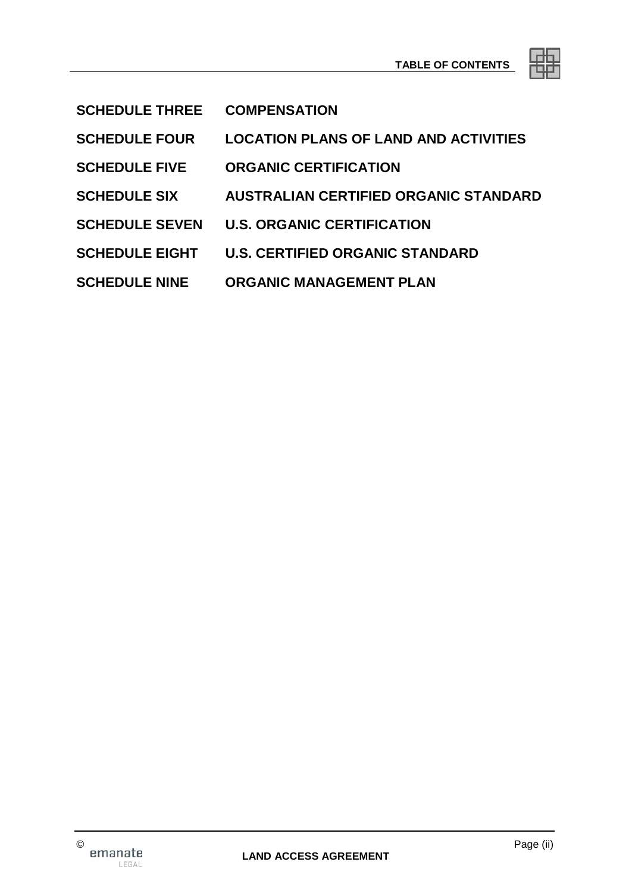| | |
|---|---|
| **SCHEDULE THREE** | **COMPENSATION** |
| **SCHEDULE FOUR** | **LOCATION PLANS OF LAND AND ACTIVITIES** |
| **SCHEDULE FIVE** | **ORGANIC CERTIFICATION** |
| **SCHEDULE SIX** | **AUSTRALIAN CERTIFIED ORGANIC STANDARD** |
| **SCHEDULE SEVEN** | **U.S. ORGANIC CERTIFICATION** |
| **SCHEDULE EIGHT** | **U.S. CERTIFIED ORGANIC STANDARD** |
| **SCHEDULE NINE** | **ORGANIC MANAGEMENT PLAN** |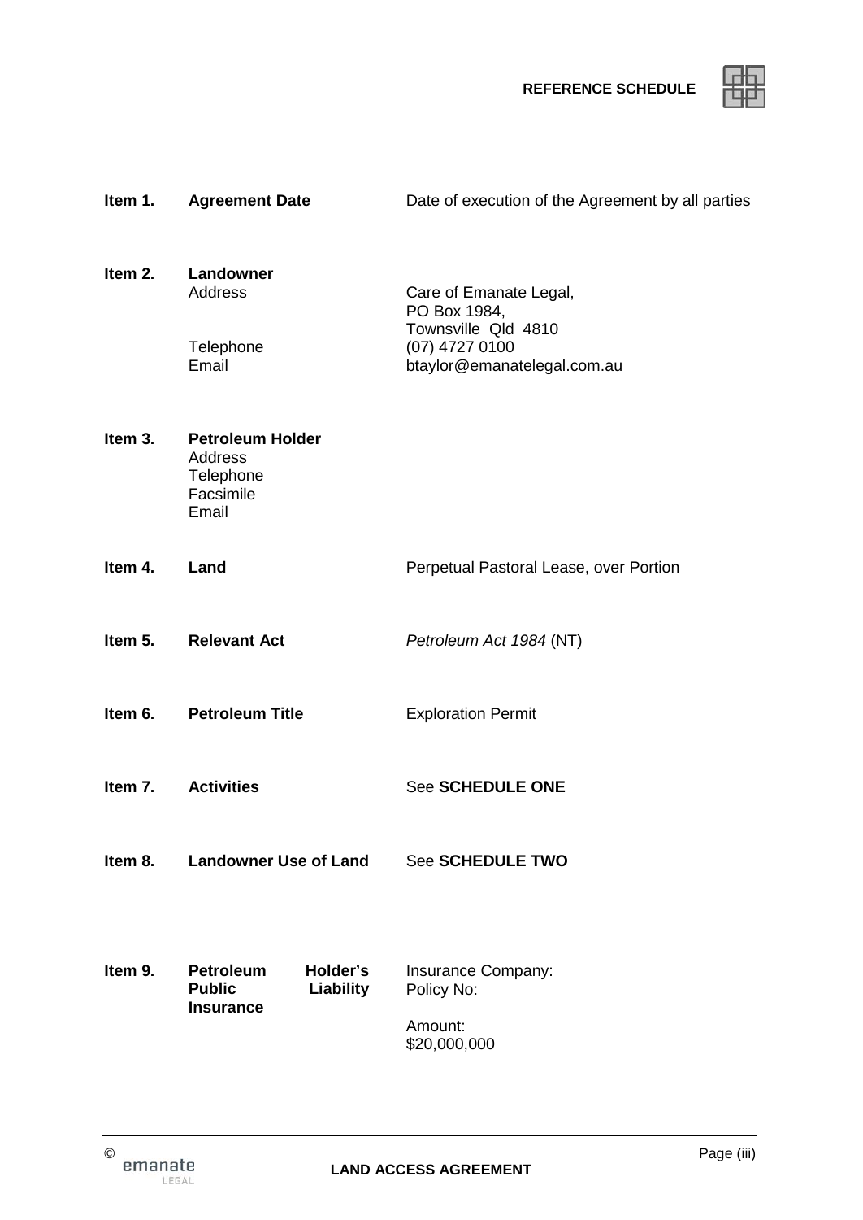# REFERENCE SCHEDULE

| | | |
|---|---|---|
| **Item 1.** | **Agreement Date** | Date of execution of the Agreement by all parties |
| **Item 2.** | **Landowner** | |
| | Address | Care of Emanate Legal,<br>PO Box 1984,<br>Townsville Qld 4810 |
| | Telephone | (07) 4727 0100 |
| | Email | btaylor@emanatelegal.com.au |
| **Item 3.** | **Petroleum Holder** | |
| | Address | |
| | Telephone | |
| | Facsimile | |
| | Email | |
| **Item 4.** | **Land** | Perpetual Pastoral Lease, over Portion |
| **Item 5.** | **Relevant Act** | *Petroleum Act 1984* (NT) |
| **Item 6.** | **Petroleum Title** | Exploration Permit |
| **Item 7.** | **Activities** | See **SCHEDULE ONE** |
| **Item 8.** | **Landowner Use of Land** | See **SCHEDULE TWO** |
| **Item 9.** | **Petroleum Holder's Public Liability Insurance** | Insurance Company:<br>Policy No:<br><br>Amount:<br>$20,000,000 |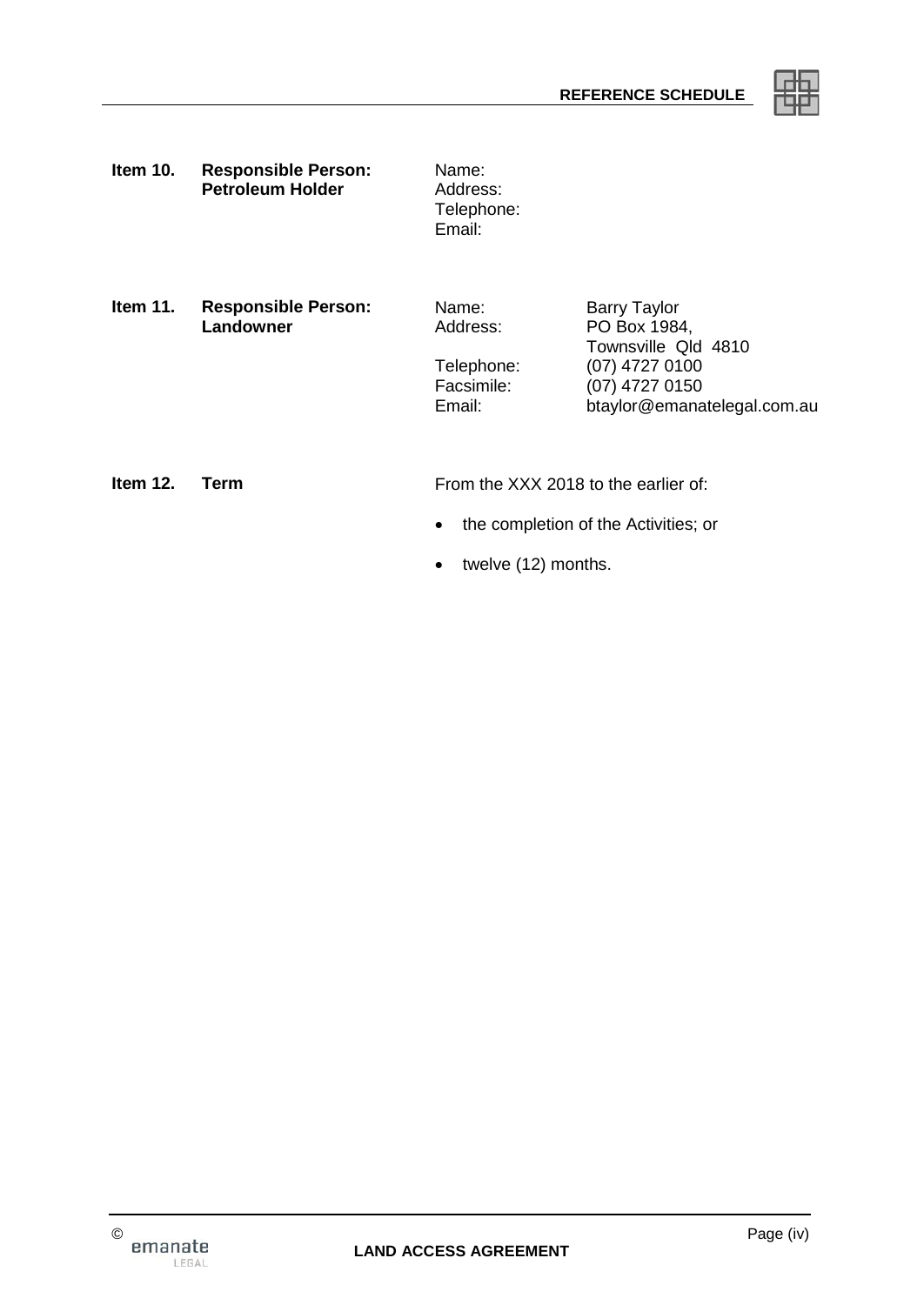| | | | |
|---|---|---|---|
| **Item 10.** | **Responsible Person: Petroleum Holder** | Name:<br>Address:<br>Telephone:<br>Email: | |
| **Item 11.** | **Responsible Person: Landowner** | Name:<br>Address:<br><br>Telephone:<br>Facsimile:<br>Email: | Barry Taylor<br>PO Box 1984,<br>Townsville Qld 4810<br>(07) 4727 0100<br>(07) 4727 0150<br>btaylor@emanatelegal.com.au |
| **Item 12.** | **Term** | From the XXX 2018 to the earlier of:<br>• the completion of the Activities; or<br>• twelve (12) months. | |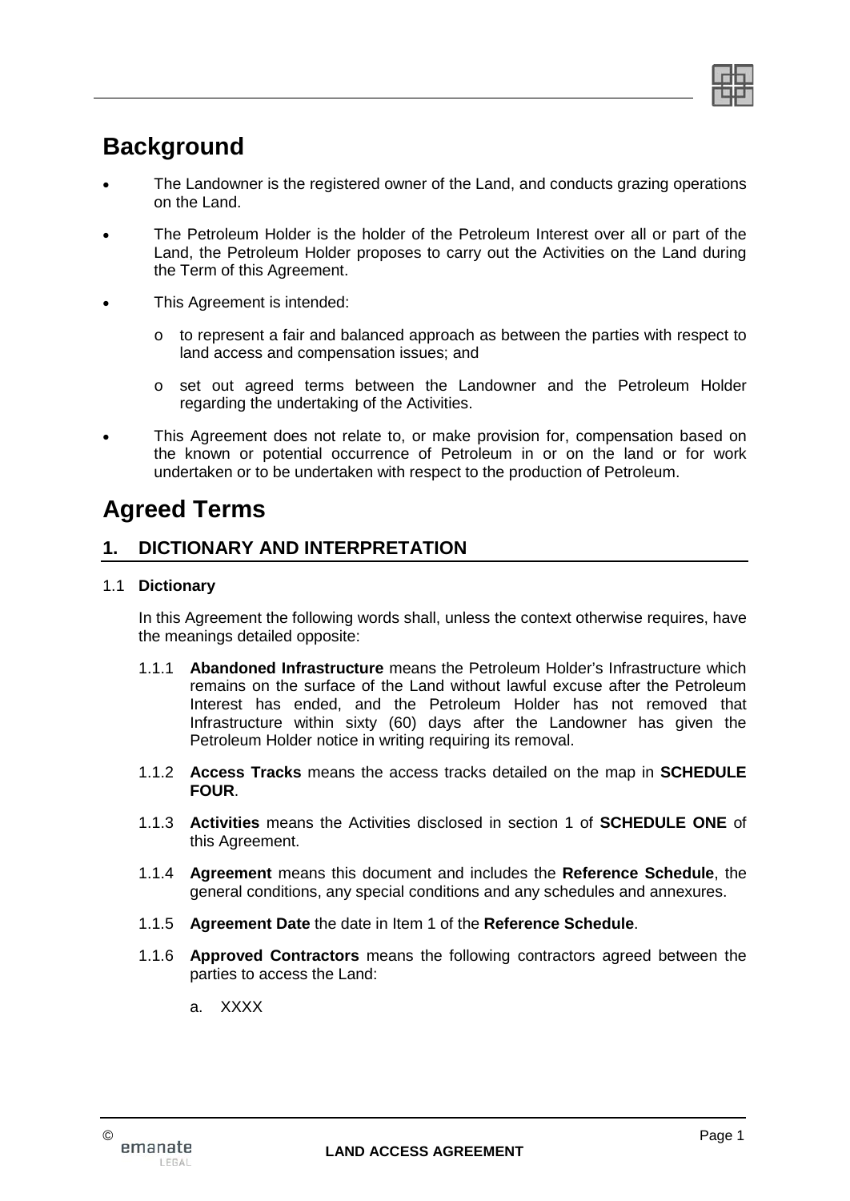# Background

- The Landowner is the registered owner of the Land, and conducts grazing operations on the Land.
- The Petroleum Holder is the holder of the Petroleum Interest over all or part of the Land, the Petroleum Holder proposes to carry out the Activities on the Land during the Term of this Agreement.
- This Agreement is intended:
  - to represent a fair and balanced approach as between the parties with respect to land access and compensation issues; and
  - set out agreed terms between the Landowner and the Petroleum Holder regarding the undertaking of the Activities.
- This Agreement does not relate to, or make provision for, compensation based on the known or potential occurrence of Petroleum in or on the land or for work undertaken or to be undertaken with respect to the production of Petroleum.

# Agreed Terms

## 1. DICTIONARY AND INTERPRETATION

### 1.1 Dictionary

In this Agreement the following words shall, unless the context otherwise requires, have the meanings detailed opposite:

1.1.1 **Abandoned Infrastructure** means the Petroleum Holder's Infrastructure which remains on the surface of the Land without lawful excuse after the Petroleum Interest has ended, and the Petroleum Holder has not removed that Infrastructure within sixty (60) days after the Landowner has given the Petroleum Holder notice in writing requiring its removal.

1.1.2 **Access Tracks** means the access tracks detailed on the map in **SCHEDULE FOUR**.

1.1.3 **Activities** means the Activities disclosed in section 1 of **SCHEDULE ONE** of this Agreement.

1.1.4 **Agreement** means this document and includes the **Reference Schedule**, the general conditions, any special conditions and any schedules and annexures.

1.1.5 **Agreement Date** the date in Item 1 of the **Reference Schedule**.

1.1.6 **Approved Contractors** means the following contractors agreed between the parties to access the Land:

a. XXXX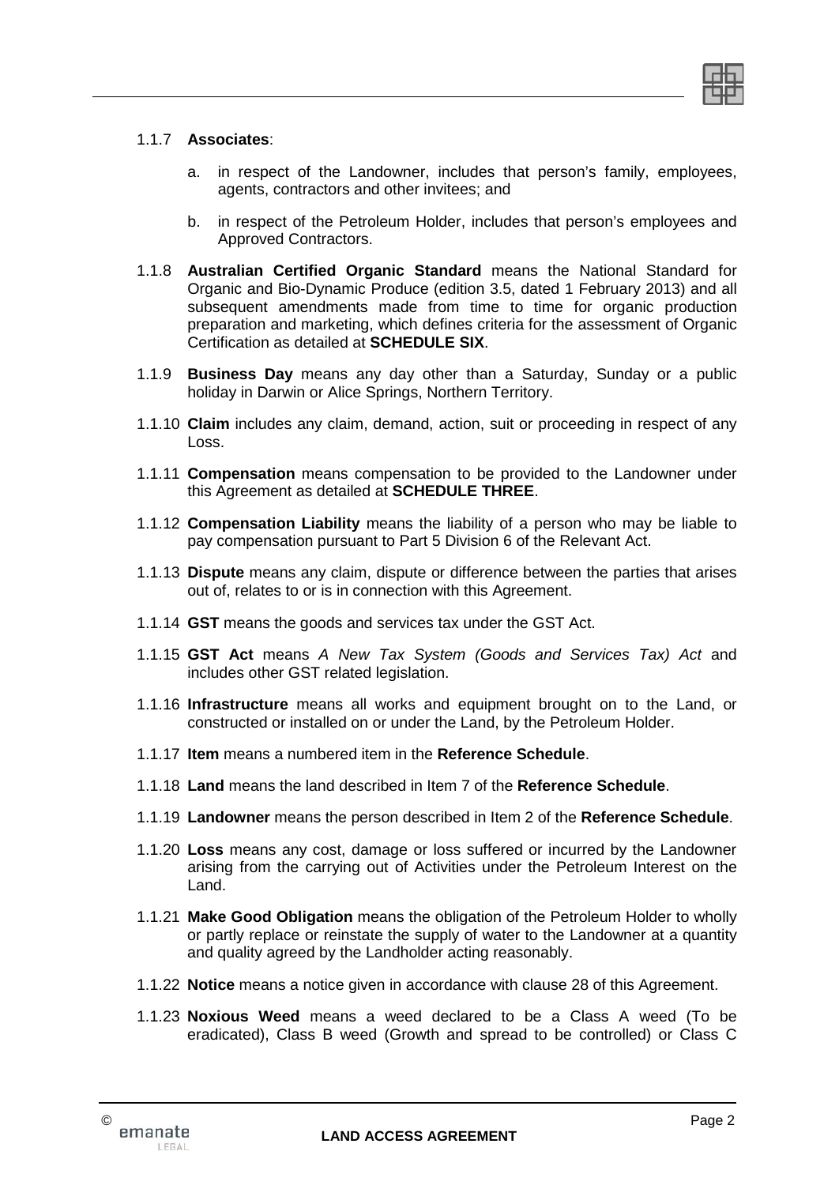1.1.7 **Associates**:

a. in respect of the Landowner, includes that person's family, employees, agents, contractors and other invitees; and

b. in respect of the Petroleum Holder, includes that person's employees and Approved Contractors.

1.1.8 **Australian Certified Organic Standard** means the National Standard for Organic and Bio-Dynamic Produce (edition 3.5, dated 1 February 2013) and all subsequent amendments made from time to time for organic production preparation and marketing, which defines criteria for the assessment of Organic Certification as detailed at **SCHEDULE SIX**.

1.1.9 **Business Day** means any day other than a Saturday, Sunday or a public holiday in Darwin or Alice Springs, Northern Territory.

1.1.10 **Claim** includes any claim, demand, action, suit or proceeding in respect of any Loss.

1.1.11 **Compensation** means compensation to be provided to the Landowner under this Agreement as detailed at **SCHEDULE THREE**.

1.1.12 **Compensation Liability** means the liability of a person who may be liable to pay compensation pursuant to Part 5 Division 6 of the Relevant Act.

1.1.13 **Dispute** means any claim, dispute or difference between the parties that arises out of, relates to or is in connection with this Agreement.

1.1.14 **GST** means the goods and services tax under the GST Act.

1.1.15 **GST Act** means *A New Tax System (Goods and Services Tax) Act* and includes other GST related legislation.

1.1.16 **Infrastructure** means all works and equipment brought on to the Land, or constructed or installed on or under the Land, by the Petroleum Holder.

1.1.17 **Item** means a numbered item in the **Reference Schedule**.

1.1.18 **Land** means the land described in Item 7 of the **Reference Schedule**.

1.1.19 **Landowner** means the person described in Item 2 of the **Reference Schedule**.

1.1.20 **Loss** means any cost, damage or loss suffered or incurred by the Landowner arising from the carrying out of Activities under the Petroleum Interest on the Land.

1.1.21 **Make Good Obligation** means the obligation of the Petroleum Holder to wholly or partly replace or reinstate the supply of water to the Landowner at a quantity and quality agreed by the Landholder acting reasonably.

1.1.22 **Notice** means a notice given in accordance with clause 28 of this Agreement.

1.1.23 **Noxious Weed** means a weed declared to be a Class A weed (To be eradicated), Class B weed (Growth and spread to be controlled) or Class C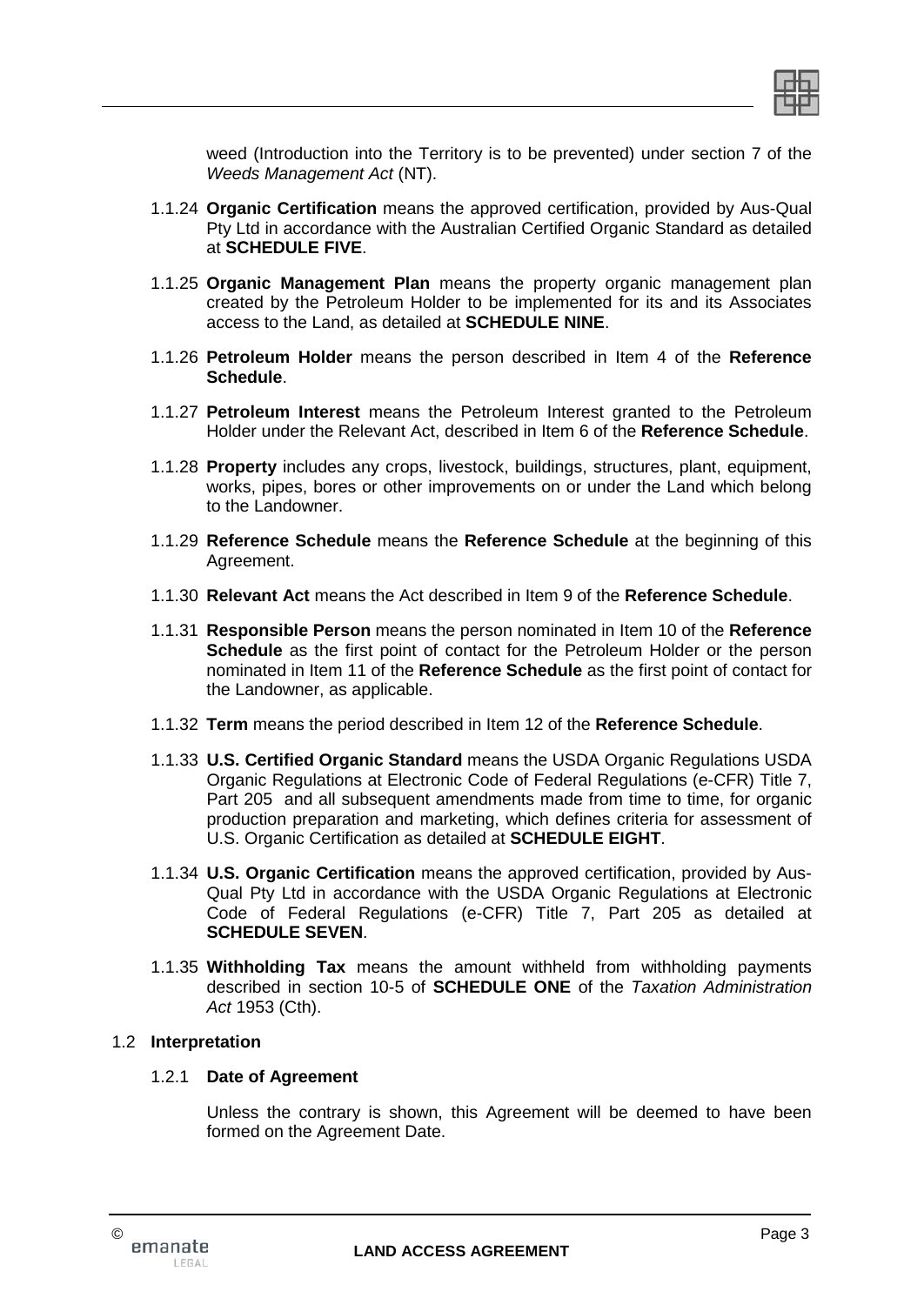weed (Introduction into the Territory is to be prevented) under section 7 of the *Weeds Management Act* (NT).

1.1.24 **Organic Certification** means the approved certification, provided by Aus-Qual Pty Ltd in accordance with the Australian Certified Organic Standard as detailed at **SCHEDULE FIVE**.

1.1.25 **Organic Management Plan** means the property organic management plan created by the Petroleum Holder to be implemented for its and its Associates access to the Land, as detailed at **SCHEDULE NINE**.

1.1.26 **Petroleum Holder** means the person described in Item 4 of the **Reference Schedule**.

1.1.27 **Petroleum Interest** means the Petroleum Interest granted to the Petroleum Holder under the Relevant Act, described in Item 6 of the **Reference Schedule**.

1.1.28 **Property** includes any crops, livestock, buildings, structures, plant, equipment, works, pipes, bores or other improvements on or under the Land which belong to the Landowner.

1.1.29 **Reference Schedule** means the **Reference Schedule** at the beginning of this Agreement.

1.1.30 **Relevant Act** means the Act described in Item 9 of the **Reference Schedule**.

1.1.31 **Responsible Person** means the person nominated in Item 10 of the **Reference Schedule** as the first point of contact for the Petroleum Holder or the person nominated in Item 11 of the **Reference Schedule** as the first point of contact for the Landowner, as applicable.

1.1.32 **Term** means the period described in Item 12 of the **Reference Schedule**.

1.1.33 **U.S. Certified Organic Standard** means the USDA Organic Regulations USDA Organic Regulations at Electronic Code of Federal Regulations (e-CFR) Title 7, Part 205 and all subsequent amendments made from time to time, for organic production preparation and marketing, which defines criteria for assessment of U.S. Organic Certification as detailed at **SCHEDULE EIGHT**.

1.1.34 **U.S. Organic Certification** means the approved certification, provided by Aus-Qual Pty Ltd in accordance with the USDA Organic Regulations at Electronic Code of Federal Regulations (e-CFR) Title 7, Part 205 as detailed at **SCHEDULE SEVEN**.

1.1.35 **Withholding Tax** means the amount withheld from withholding payments described in section 10-5 of **SCHEDULE ONE** of the *Taxation Administration Act* 1953 (Cth).

## 1.2 Interpretation

### 1.2.1 Date of Agreement

Unless the contrary is shown, this Agreement will be deemed to have been formed on the Agreement Date.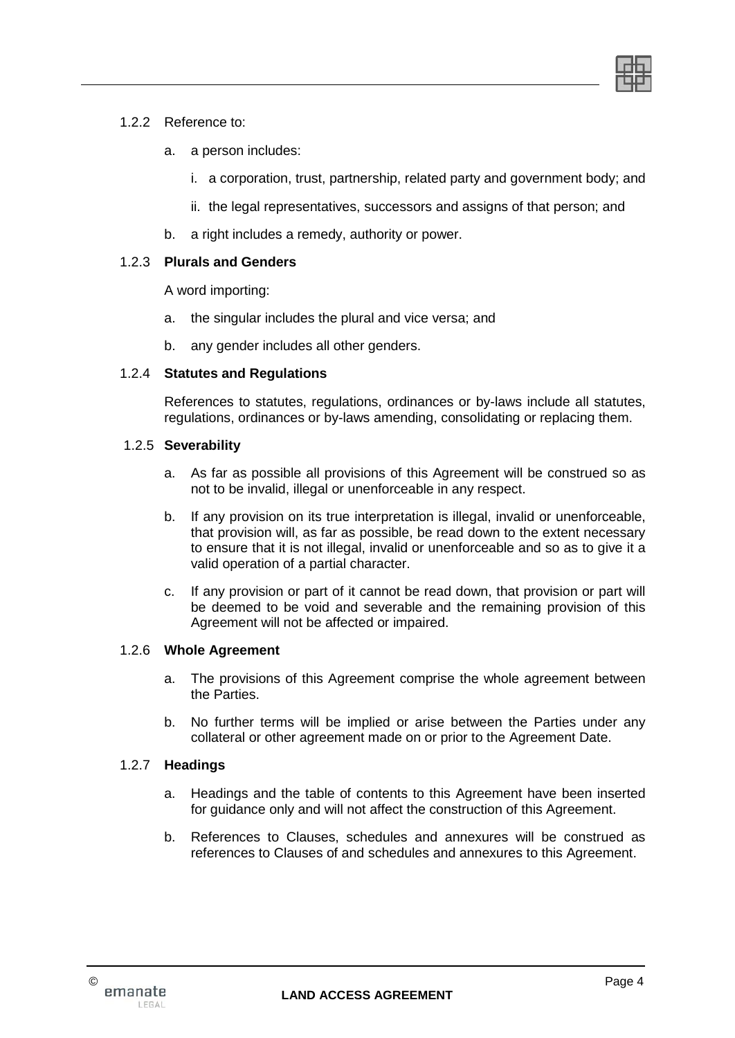1.2.2 Reference to:

a. a person includes:

i. a corporation, trust, partnership, related party and government body; and

ii. the legal representatives, successors and assigns of that person; and

b. a right includes a remedy, authority or power.

1.2.3 **Plurals and Genders**

A word importing:

a. the singular includes the plural and vice versa; and

b. any gender includes all other genders.

1.2.4 **Statutes and Regulations**

References to statutes, regulations, ordinances or by-laws include all statutes, regulations, ordinances or by-laws amending, consolidating or replacing them.

1.2.5 **Severability**

a. As far as possible all provisions of this Agreement will be construed so as not to be invalid, illegal or unenforceable in any respect.

b. If any provision on its true interpretation is illegal, invalid or unenforceable, that provision will, as far as possible, be read down to the extent necessary to ensure that it is not illegal, invalid or unenforceable and so as to give it a valid operation of a partial character.

c. If any provision or part of it cannot be read down, that provision or part will be deemed to be void and severable and the remaining provision of this Agreement will not be affected or impaired.

1.2.6 **Whole Agreement**

a. The provisions of this Agreement comprise the whole agreement between the Parties.

b. No further terms will be implied or arise between the Parties under any collateral or other agreement made on or prior to the Agreement Date.

1.2.7 **Headings**

a. Headings and the table of contents to this Agreement have been inserted for guidance only and will not affect the construction of this Agreement.

b. References to Clauses, schedules and annexures will be construed as references to Clauses of and schedules and annexures to this Agreement.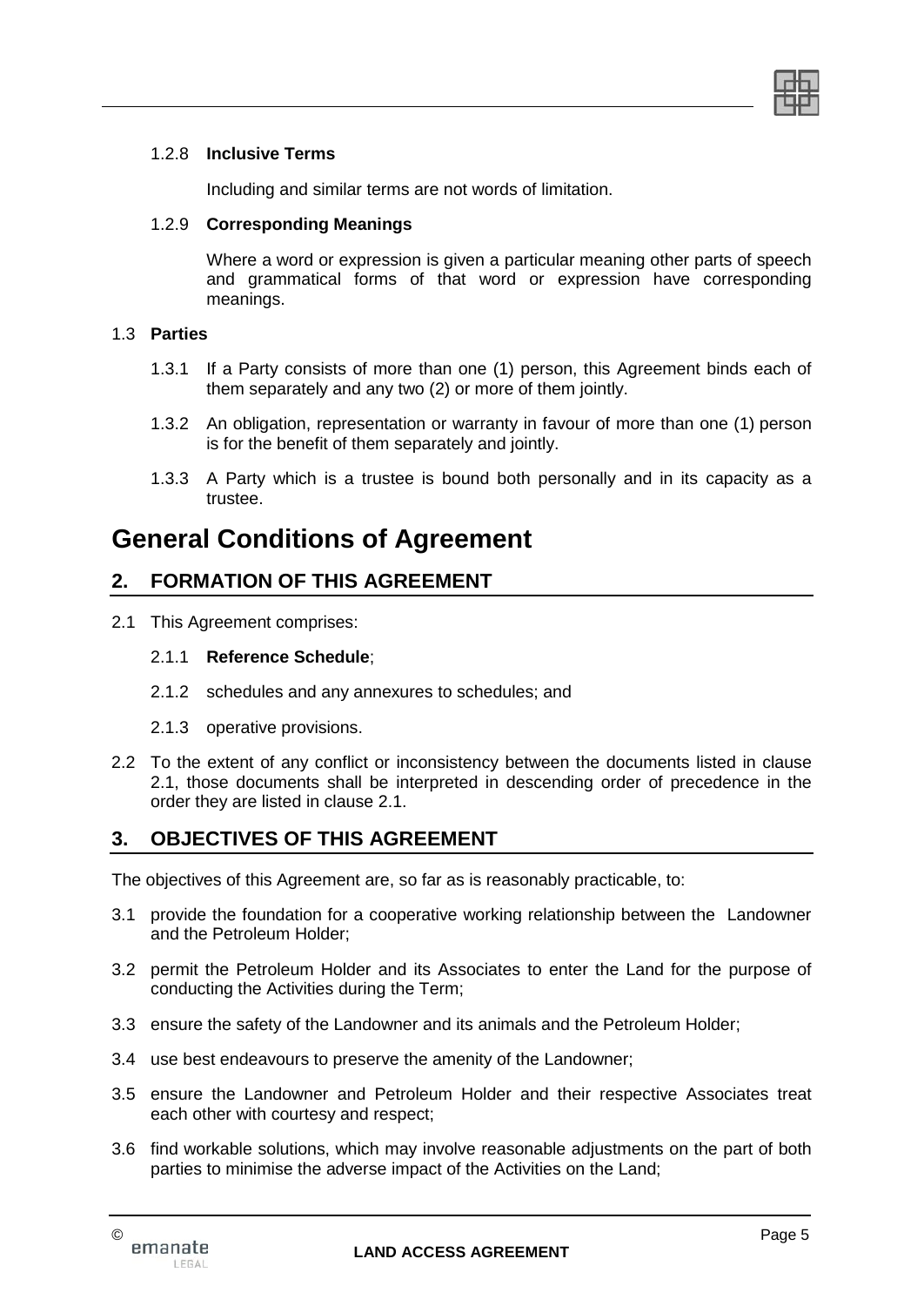1.2.8 **Inclusive Terms**

Including and similar terms are not words of limitation.

1.2.9 **Corresponding Meanings**

Where a word or expression is given a particular meaning other parts of speech and grammatical forms of that word or expression have corresponding meanings.

1.3 **Parties**

1.3.1 If a Party consists of more than one (1) person, this Agreement binds each of them separately and any two (2) or more of them jointly.

1.3.2 An obligation, representation or warranty in favour of more than one (1) person is for the benefit of them separately and jointly.

1.3.3 A Party which is a trustee is bound both personally and in its capacity as a trustee.

# General Conditions of Agreement

## 2. FORMATION OF THIS AGREEMENT

2.1 This Agreement comprises:

2.1.1 **Reference Schedule**;

2.1.2 schedules and any annexures to schedules; and

2.1.3 operative provisions.

2.2 To the extent of any conflict or inconsistency between the documents listed in clause 2.1, those documents shall be interpreted in descending order of precedence in the order they are listed in clause 2.1.

## 3. OBJECTIVES OF THIS AGREEMENT

The objectives of this Agreement are, so far as is reasonably practicable, to:

3.1 provide the foundation for a cooperative working relationship between the Landowner and the Petroleum Holder;

3.2 permit the Petroleum Holder and its Associates to enter the Land for the purpose of conducting the Activities during the Term;

3.3 ensure the safety of the Landowner and its animals and the Petroleum Holder;

3.4 use best endeavours to preserve the amenity of the Landowner;

3.5 ensure the Landowner and Petroleum Holder and their respective Associates treat each other with courtesy and respect;

3.6 find workable solutions, which may involve reasonable adjustments on the part of both parties to minimise the adverse impact of the Activities on the Land;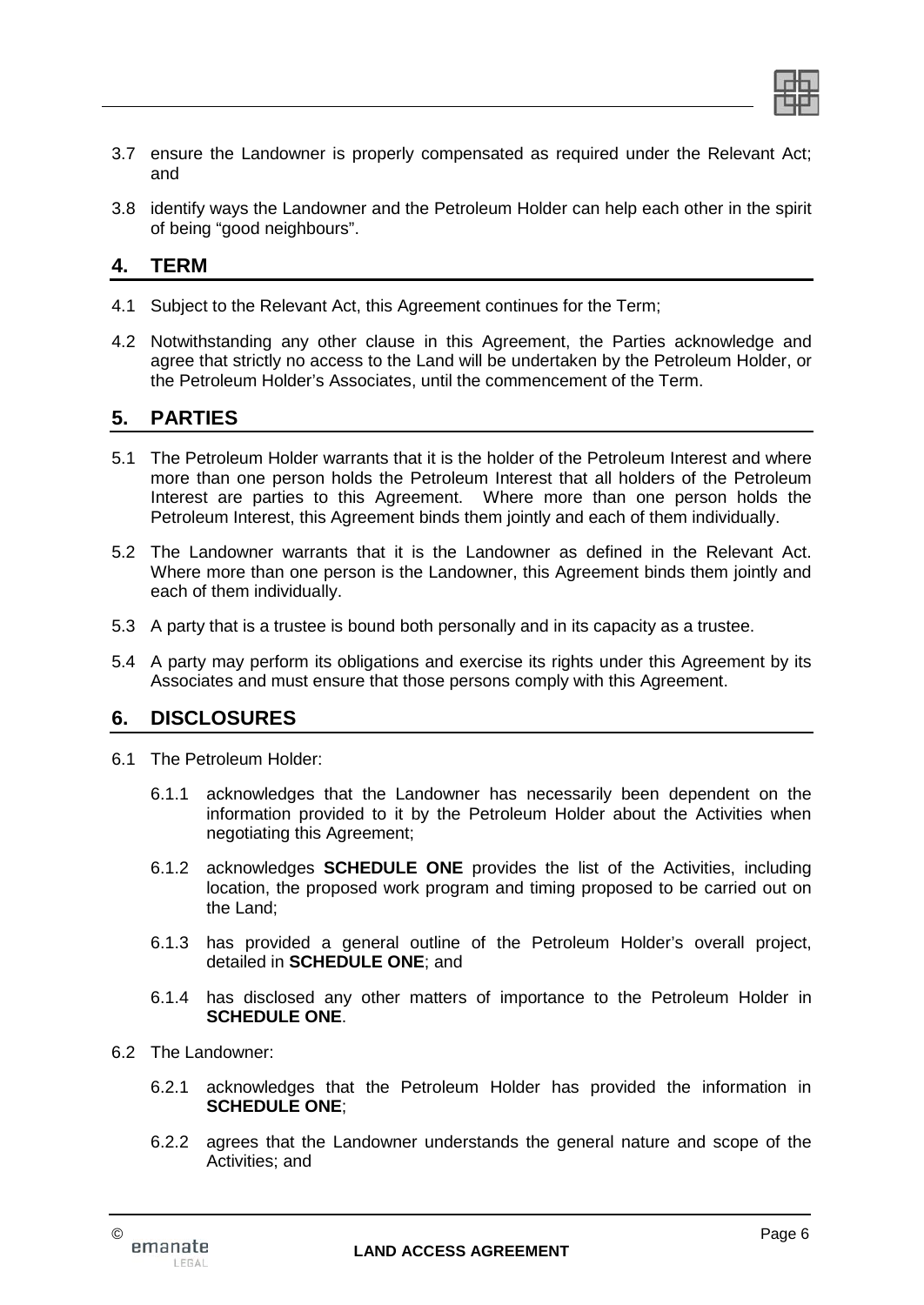3.7 ensure the Landowner is properly compensated as required under the Relevant Act; and

3.8 identify ways the Landowner and the Petroleum Holder can help each other in the spirit of being "good neighbours".

## 4. TERM

4.1 Subject to the Relevant Act, this Agreement continues for the Term;

4.2 Notwithstanding any other clause in this Agreement, the Parties acknowledge and agree that strictly no access to the Land will be undertaken by the Petroleum Holder, or the Petroleum Holder's Associates, until the commencement of the Term.

## 5. PARTIES

5.1 The Petroleum Holder warrants that it is the holder of the Petroleum Interest and where more than one person holds the Petroleum Interest that all holders of the Petroleum Interest are parties to this Agreement. Where more than one person holds the Petroleum Interest, this Agreement binds them jointly and each of them individually.

5.2 The Landowner warrants that it is the Landowner as defined in the Relevant Act. Where more than one person is the Landowner, this Agreement binds them jointly and each of them individually.

5.3 A party that is a trustee is bound both personally and in its capacity as a trustee.

5.4 A party may perform its obligations and exercise its rights under this Agreement by its Associates and must ensure that those persons comply with this Agreement.

## 6. DISCLOSURES

6.1 The Petroleum Holder:

6.1.1 acknowledges that the Landowner has necessarily been dependent on the information provided to it by the Petroleum Holder about the Activities when negotiating this Agreement;

6.1.2 acknowledges **SCHEDULE ONE** provides the list of the Activities, including location, the proposed work program and timing proposed to be carried out on the Land;

6.1.3 has provided a general outline of the Petroleum Holder's overall project, detailed in **SCHEDULE ONE**; and

6.1.4 has disclosed any other matters of importance to the Petroleum Holder in **SCHEDULE ONE**.

6.2 The Landowner:

6.2.1 acknowledges that the Petroleum Holder has provided the information in **SCHEDULE ONE**;

6.2.2 agrees that the Landowner understands the general nature and scope of the Activities; and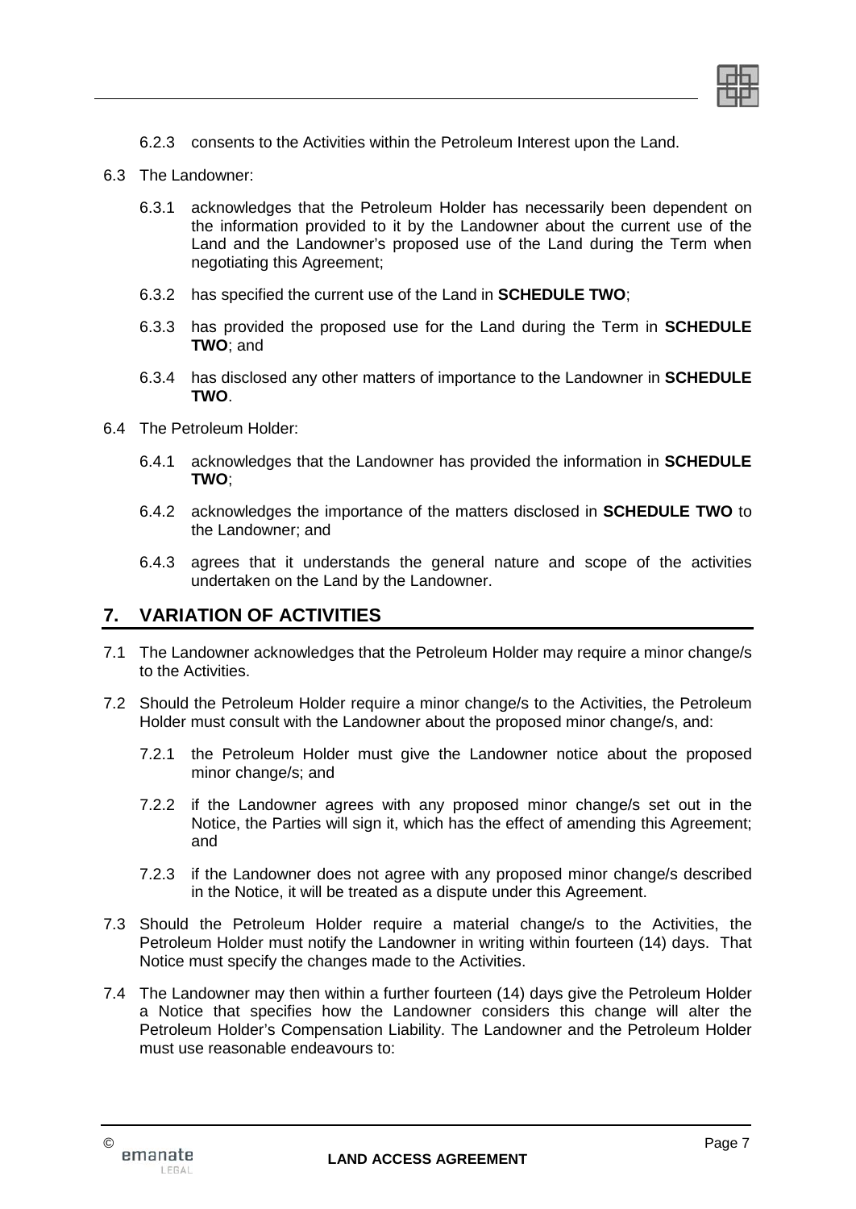6.2.3 consents to the Activities within the Petroleum Interest upon the Land.

6.3 The Landowner:

6.3.1 acknowledges that the Petroleum Holder has necessarily been dependent on the information provided to it by the Landowner about the current use of the Land and the Landowner's proposed use of the Land during the Term when negotiating this Agreement;

6.3.2 has specified the current use of the Land in **SCHEDULE TWO**;

6.3.3 has provided the proposed use for the Land during the Term in **SCHEDULE TWO**; and

6.3.4 has disclosed any other matters of importance to the Landowner in **SCHEDULE TWO**.

6.4 The Petroleum Holder:

6.4.1 acknowledges that the Landowner has provided the information in **SCHEDULE TWO**;

6.4.2 acknowledges the importance of the matters disclosed in **SCHEDULE TWO** to the Landowner; and

6.4.3 agrees that it understands the general nature and scope of the activities undertaken on the Land by the Landowner.

## 7. VARIATION OF ACTIVITIES

7.1 The Landowner acknowledges that the Petroleum Holder may require a minor change/s to the Activities.

7.2 Should the Petroleum Holder require a minor change/s to the Activities, the Petroleum Holder must consult with the Landowner about the proposed minor change/s, and:

7.2.1 the Petroleum Holder must give the Landowner notice about the proposed minor change/s; and

7.2.2 if the Landowner agrees with any proposed minor change/s set out in the Notice, the Parties will sign it, which has the effect of amending this Agreement; and

7.2.3 if the Landowner does not agree with any proposed minor change/s described in the Notice, it will be treated as a dispute under this Agreement.

7.3 Should the Petroleum Holder require a material change/s to the Activities, the Petroleum Holder must notify the Landowner in writing within fourteen (14) days. That Notice must specify the changes made to the Activities.

7.4 The Landowner may then within a further fourteen (14) days give the Petroleum Holder a Notice that specifies how the Landowner considers this change will alter the Petroleum Holder's Compensation Liability. The Landowner and the Petroleum Holder must use reasonable endeavours to: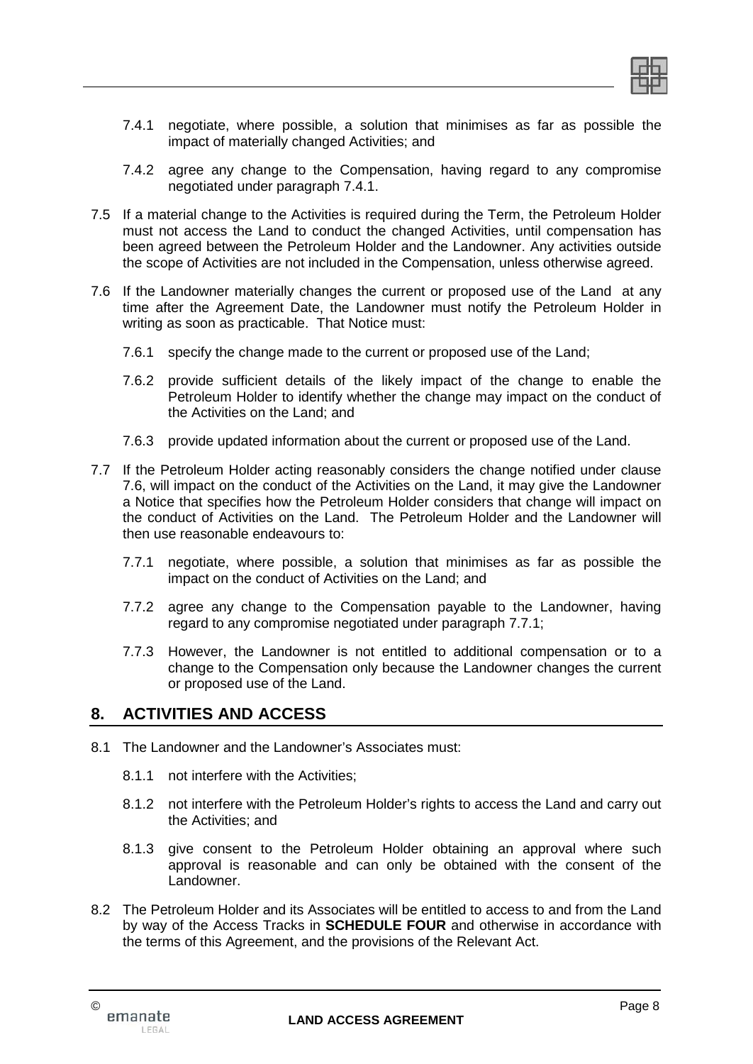7.4.1 negotiate, where possible, a solution that minimises as far as possible the impact of materially changed Activities; and

7.4.2 agree any change to the Compensation, having regard to any compromise negotiated under paragraph 7.4.1.

7.5 If a material change to the Activities is required during the Term, the Petroleum Holder must not access the Land to conduct the changed Activities, until compensation has been agreed between the Petroleum Holder and the Landowner. Any activities outside the scope of Activities are not included in the Compensation, unless otherwise agreed.

7.6 If the Landowner materially changes the current or proposed use of the Land at any time after the Agreement Date, the Landowner must notify the Petroleum Holder in writing as soon as practicable. That Notice must:

7.6.1 specify the change made to the current or proposed use of the Land;

7.6.2 provide sufficient details of the likely impact of the change to enable the Petroleum Holder to identify whether the change may impact on the conduct of the Activities on the Land; and

7.6.3 provide updated information about the current or proposed use of the Land.

7.7 If the Petroleum Holder acting reasonably considers the change notified under clause 7.6, will impact on the conduct of the Activities on the Land, it may give the Landowner a Notice that specifies how the Petroleum Holder considers that change will impact on the conduct of Activities on the Land. The Petroleum Holder and the Landowner will then use reasonable endeavours to:

7.7.1 negotiate, where possible, a solution that minimises as far as possible the impact on the conduct of Activities on the Land; and

7.7.2 agree any change to the Compensation payable to the Landowner, having regard to any compromise negotiated under paragraph 7.7.1;

7.7.3 However, the Landowner is not entitled to additional compensation or to a change to the Compensation only because the Landowner changes the current or proposed use of the Land.

## 8. ACTIVITIES AND ACCESS

8.1 The Landowner and the Landowner's Associates must:

8.1.1 not interfere with the Activities;

8.1.2 not interfere with the Petroleum Holder's rights to access the Land and carry out the Activities; and

8.1.3 give consent to the Petroleum Holder obtaining an approval where such approval is reasonable and can only be obtained with the consent of the Landowner.

8.2 The Petroleum Holder and its Associates will be entitled to access to and from the Land by way of the Access Tracks in **SCHEDULE FOUR** and otherwise in accordance with the terms of this Agreement, and the provisions of the Relevant Act.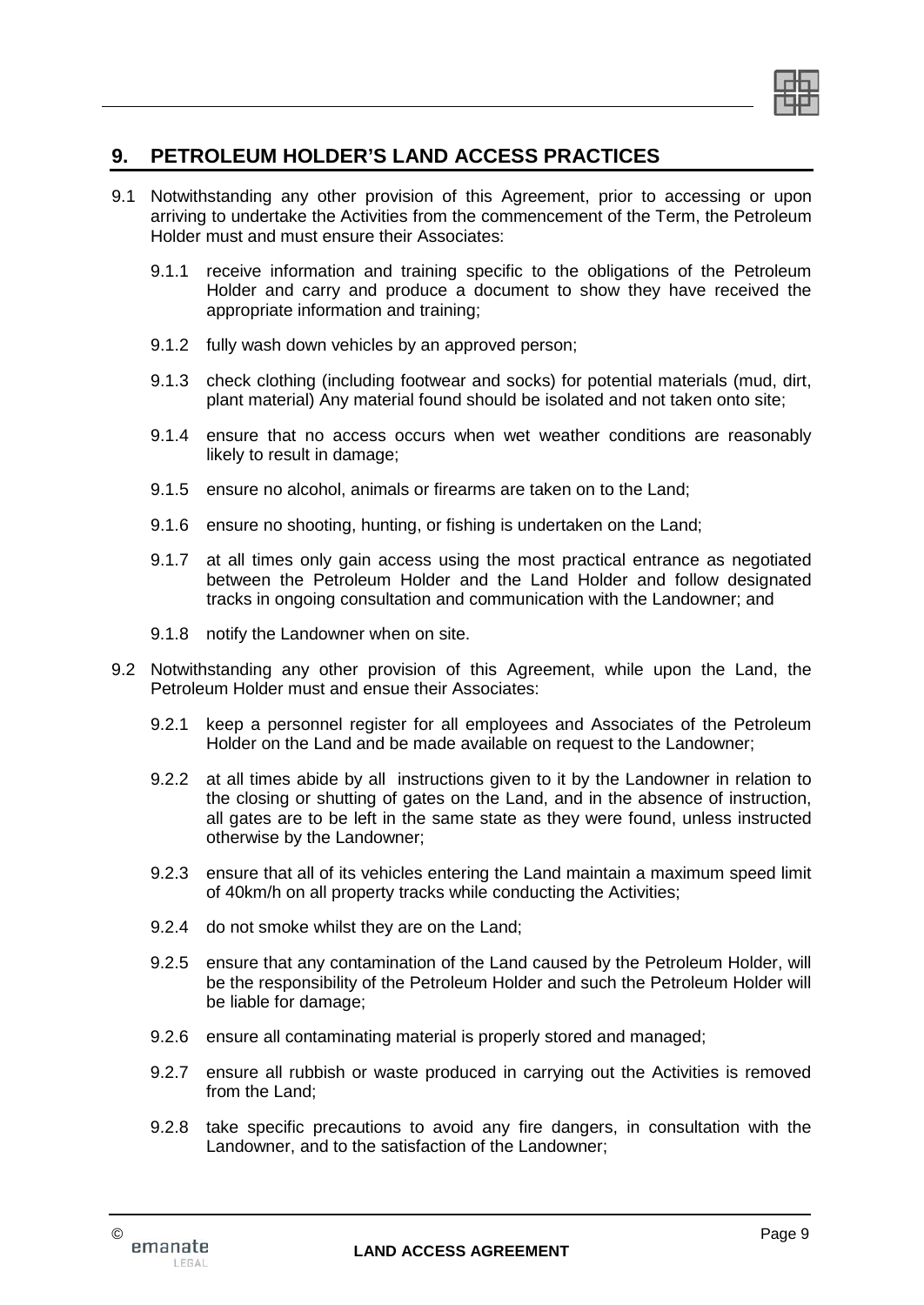## 9. PETROLEUM HOLDER'S LAND ACCESS PRACTICES

9.1 Notwithstanding any other provision of this Agreement, prior to accessing or upon arriving to undertake the Activities from the commencement of the Term, the Petroleum Holder must and must ensure their Associates:

9.1.1 receive information and training specific to the obligations of the Petroleum Holder and carry and produce a document to show they have received the appropriate information and training;

9.1.2 fully wash down vehicles by an approved person;

9.1.3 check clothing (including footwear and socks) for potential materials (mud, dirt, plant material) Any material found should be isolated and not taken onto site;

9.1.4 ensure that no access occurs when wet weather conditions are reasonably likely to result in damage;

9.1.5 ensure no alcohol, animals or firearms are taken on to the Land;

9.1.6 ensure no shooting, hunting, or fishing is undertaken on the Land;

9.1.7 at all times only gain access using the most practical entrance as negotiated between the Petroleum Holder and the Land Holder and follow designated tracks in ongoing consultation and communication with the Landowner; and

9.1.8 notify the Landowner when on site.

9.2 Notwithstanding any other provision of this Agreement, while upon the Land, the Petroleum Holder must and ensue their Associates:

9.2.1 keep a personnel register for all employees and Associates of the Petroleum Holder on the Land and be made available on request to the Landowner;

9.2.2 at all times abide by all instructions given to it by the Landowner in relation to the closing or shutting of gates on the Land, and in the absence of instruction, all gates are to be left in the same state as they were found, unless instructed otherwise by the Landowner;

9.2.3 ensure that all of its vehicles entering the Land maintain a maximum speed limit of 40km/h on all property tracks while conducting the Activities;

9.2.4 do not smoke whilst they are on the Land;

9.2.5 ensure that any contamination of the Land caused by the Petroleum Holder, will be the responsibility of the Petroleum Holder and such the Petroleum Holder will be liable for damage;

9.2.6 ensure all contaminating material is properly stored and managed;

9.2.7 ensure all rubbish or waste produced in carrying out the Activities is removed from the Land;

9.2.8 take specific precautions to avoid any fire dangers, in consultation with the Landowner, and to the satisfaction of the Landowner;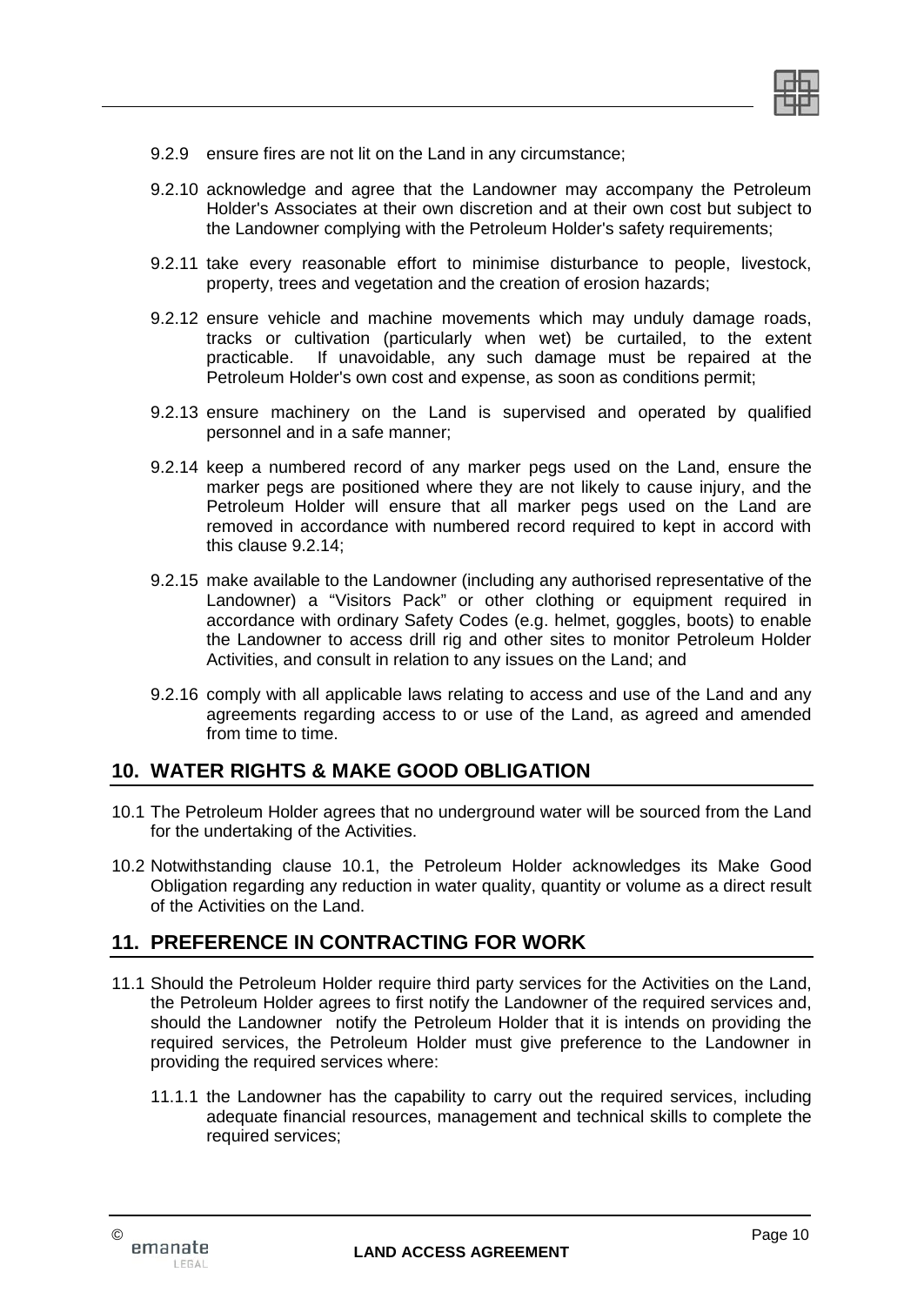9.2.9 ensure fires are not lit on the Land in any circumstance;

9.2.10 acknowledge and agree that the Landowner may accompany the Petroleum Holder's Associates at their own discretion and at their own cost but subject to the Landowner complying with the Petroleum Holder's safety requirements;

9.2.11 take every reasonable effort to minimise disturbance to people, livestock, property, trees and vegetation and the creation of erosion hazards;

9.2.12 ensure vehicle and machine movements which may unduly damage roads, tracks or cultivation (particularly when wet) be curtailed, to the extent practicable. If unavoidable, any such damage must be repaired at the Petroleum Holder's own cost and expense, as soon as conditions permit;

9.2.13 ensure machinery on the Land is supervised and operated by qualified personnel and in a safe manner;

9.2.14 keep a numbered record of any marker pegs used on the Land, ensure the marker pegs are positioned where they are not likely to cause injury, and the Petroleum Holder will ensure that all marker pegs used on the Land are removed in accordance with numbered record required to kept in accord with this clause 9.2.14;

9.2.15 make available to the Landowner (including any authorised representative of the Landowner) a "Visitors Pack" or other clothing or equipment required in accordance with ordinary Safety Codes (e.g. helmet, goggles, boots) to enable the Landowner to access drill rig and other sites to monitor Petroleum Holder Activities, and consult in relation to any issues on the Land; and

9.2.16 comply with all applicable laws relating to access and use of the Land and any agreements regarding access to or use of the Land, as agreed and amended from time to time.

## 10. WATER RIGHTS & MAKE GOOD OBLIGATION

10.1 The Petroleum Holder agrees that no underground water will be sourced from the Land for the undertaking of the Activities.

10.2 Notwithstanding clause 10.1, the Petroleum Holder acknowledges its Make Good Obligation regarding any reduction in water quality, quantity or volume as a direct result of the Activities on the Land.

## 11. PREFERENCE IN CONTRACTING FOR WORK

11.1 Should the Petroleum Holder require third party services for the Activities on the Land, the Petroleum Holder agrees to first notify the Landowner of the required services and, should the Landowner notify the Petroleum Holder that it is intends on providing the required services, the Petroleum Holder must give preference to the Landowner in providing the required services where:

11.1.1 the Landowner has the capability to carry out the required services, including adequate financial resources, management and technical skills to complete the required services;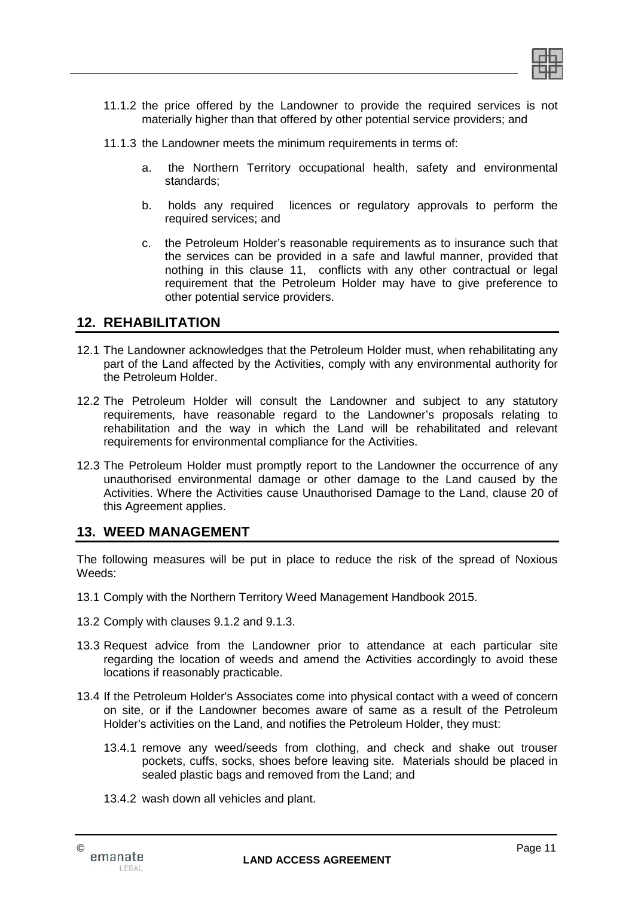11.1.2 the price offered by the Landowner to provide the required services is not materially higher than that offered by other potential service providers; and

11.1.3 the Landowner meets the minimum requirements in terms of:

a. the Northern Territory occupational health, safety and environmental standards;

b. holds any required licences or regulatory approvals to perform the required services; and

c. the Petroleum Holder's reasonable requirements as to insurance such that the services can be provided in a safe and lawful manner, provided that nothing in this clause 11, conflicts with any other contractual or legal requirement that the Petroleum Holder may have to give preference to other potential service providers.

## 12. REHABILITATION

12.1 The Landowner acknowledges that the Petroleum Holder must, when rehabilitating any part of the Land affected by the Activities, comply with any environmental authority for the Petroleum Holder.

12.2 The Petroleum Holder will consult the Landowner and subject to any statutory requirements, have reasonable regard to the Landowner's proposals relating to rehabilitation and the way in which the Land will be rehabilitated and relevant requirements for environmental compliance for the Activities.

12.3 The Petroleum Holder must promptly report to the Landowner the occurrence of any unauthorised environmental damage or other damage to the Land caused by the Activities. Where the Activities cause Unauthorised Damage to the Land, clause 20 of this Agreement applies.

## 13. WEED MANAGEMENT

The following measures will be put in place to reduce the risk of the spread of Noxious Weeds:

13.1 Comply with the Northern Territory Weed Management Handbook 2015.

13.2 Comply with clauses 9.1.2 and 9.1.3.

13.3 Request advice from the Landowner prior to attendance at each particular site regarding the location of weeds and amend the Activities accordingly to avoid these locations if reasonably practicable.

13.4 If the Petroleum Holder's Associates come into physical contact with a weed of concern on site, or if the Landowner becomes aware of same as a result of the Petroleum Holder's activities on the Land, and notifies the Petroleum Holder, they must:

13.4.1 remove any weed/seeds from clothing, and check and shake out trouser pockets, cuffs, socks, shoes before leaving site. Materials should be placed in sealed plastic bags and removed from the Land; and

13.4.2 wash down all vehicles and plant.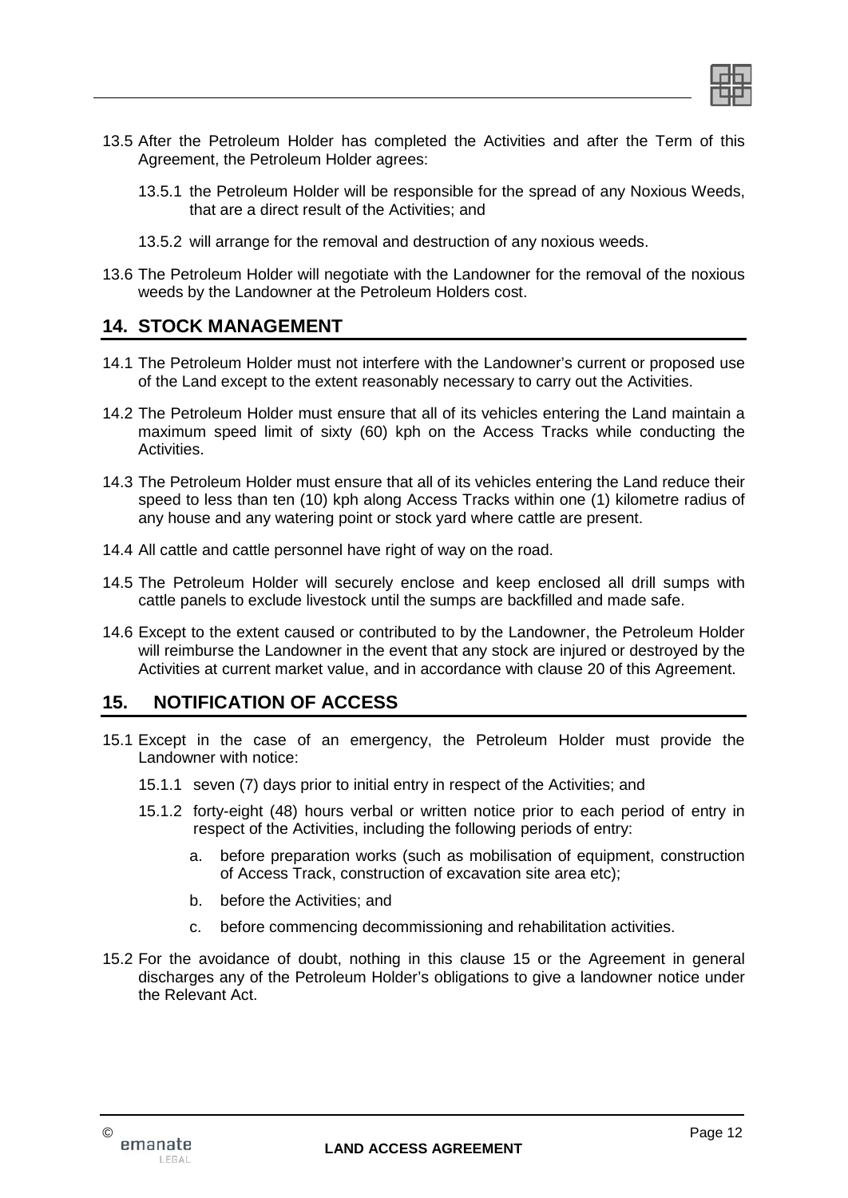13.5 After the Petroleum Holder has completed the Activities and after the Term of this Agreement, the Petroleum Holder agrees:

13.5.1 the Petroleum Holder will be responsible for the spread of any Noxious Weeds, that are a direct result of the Activities; and

13.5.2 will arrange for the removal and destruction of any noxious weeds.

13.6 The Petroleum Holder will negotiate with the Landowner for the removal of the noxious weeds by the Landowner at the Petroleum Holders cost.

## 14. STOCK MANAGEMENT

14.1 The Petroleum Holder must not interfere with the Landowner's current or proposed use of the Land except to the extent reasonably necessary to carry out the Activities.

14.2 The Petroleum Holder must ensure that all of its vehicles entering the Land maintain a maximum speed limit of sixty (60) kph on the Access Tracks while conducting the Activities.

14.3 The Petroleum Holder must ensure that all of its vehicles entering the Land reduce their speed to less than ten (10) kph along Access Tracks within one (1) kilometre radius of any house and any watering point or stock yard where cattle are present.

14.4 All cattle and cattle personnel have right of way on the road.

14.5 The Petroleum Holder will securely enclose and keep enclosed all drill sumps with cattle panels to exclude livestock until the sumps are backfilled and made safe.

14.6 Except to the extent caused or contributed to by the Landowner, the Petroleum Holder will reimburse the Landowner in the event that any stock are injured or destroyed by the Activities at current market value, and in accordance with clause 20 of this Agreement.

## 15. NOTIFICATION OF ACCESS

15.1 Except in the case of an emergency, the Petroleum Holder must provide the Landowner with notice:

15.1.1 seven (7) days prior to initial entry in respect of the Activities; and

15.1.2 forty-eight (48) hours verbal or written notice prior to each period of entry in respect of the Activities, including the following periods of entry:

a. before preparation works (such as mobilisation of equipment, construction of Access Track, construction of excavation site area etc);

b. before the Activities; and

c. before commencing decommissioning and rehabilitation activities.

15.2 For the avoidance of doubt, nothing in this clause 15 or the Agreement in general discharges any of the Petroleum Holder's obligations to give a landowner notice under the Relevant Act.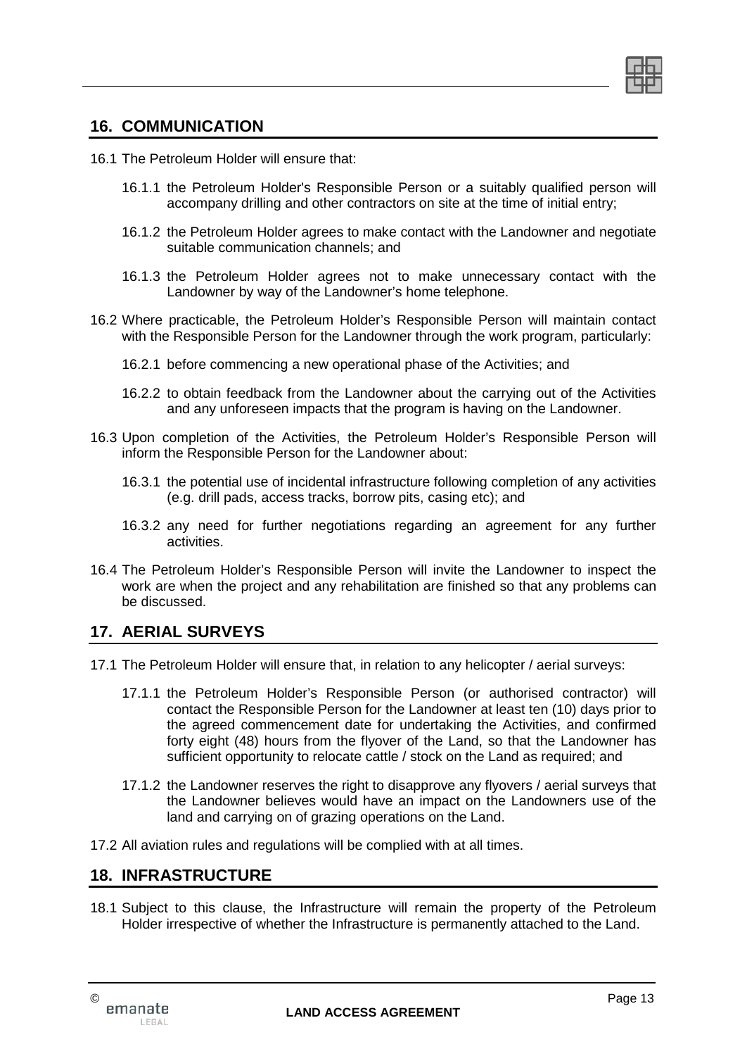## 16. COMMUNICATION

16.1 The Petroleum Holder will ensure that:

16.1.1 the Petroleum Holder's Responsible Person or a suitably qualified person will accompany drilling and other contractors on site at the time of initial entry;

16.1.2 the Petroleum Holder agrees to make contact with the Landowner and negotiate suitable communication channels; and

16.1.3 the Petroleum Holder agrees not to make unnecessary contact with the Landowner by way of the Landowner's home telephone.

16.2 Where practicable, the Petroleum Holder's Responsible Person will maintain contact with the Responsible Person for the Landowner through the work program, particularly:

16.2.1 before commencing a new operational phase of the Activities; and

16.2.2 to obtain feedback from the Landowner about the carrying out of the Activities and any unforeseen impacts that the program is having on the Landowner.

16.3 Upon completion of the Activities, the Petroleum Holder's Responsible Person will inform the Responsible Person for the Landowner about:

16.3.1 the potential use of incidental infrastructure following completion of any activities (e.g. drill pads, access tracks, borrow pits, casing etc); and

16.3.2 any need for further negotiations regarding an agreement for any further activities.

16.4 The Petroleum Holder's Responsible Person will invite the Landowner to inspect the work are when the project and any rehabilitation are finished so that any problems can be discussed.

## 17. AERIAL SURVEYS

17.1 The Petroleum Holder will ensure that, in relation to any helicopter / aerial surveys:

17.1.1 the Petroleum Holder's Responsible Person (or authorised contractor) will contact the Responsible Person for the Landowner at least ten (10) days prior to the agreed commencement date for undertaking the Activities, and confirmed forty eight (48) hours from the flyover of the Land, so that the Landowner has sufficient opportunity to relocate cattle / stock on the Land as required; and

17.1.2 the Landowner reserves the right to disapprove any flyovers / aerial surveys that the Landowner believes would have an impact on the Landowners use of the land and carrying on of grazing operations on the Land.

17.2 All aviation rules and regulations will be complied with at all times.

## 18. INFRASTRUCTURE

18.1 Subject to this clause, the Infrastructure will remain the property of the Petroleum Holder irrespective of whether the Infrastructure is permanently attached to the Land.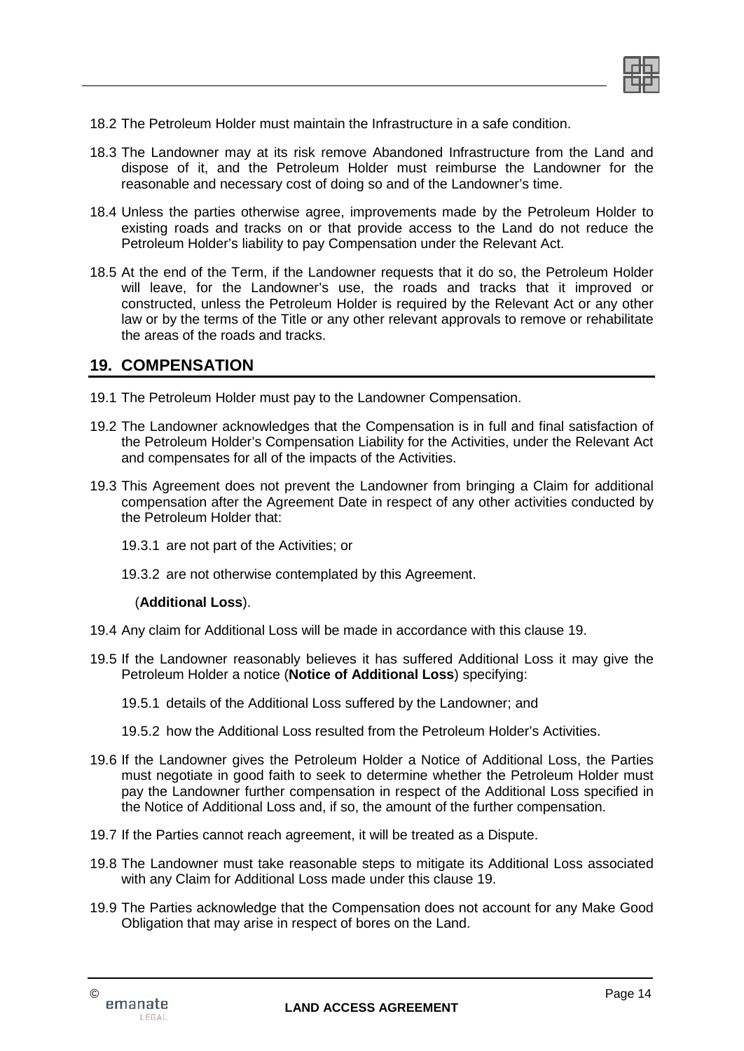18.2 The Petroleum Holder must maintain the Infrastructure in a safe condition.

18.3 The Landowner may at its risk remove Abandoned Infrastructure from the Land and dispose of it, and the Petroleum Holder must reimburse the Landowner for the reasonable and necessary cost of doing so and of the Landowner's time.

18.4 Unless the parties otherwise agree, improvements made by the Petroleum Holder to existing roads and tracks on or that provide access to the Land do not reduce the Petroleum Holder's liability to pay Compensation under the Relevant Act.

18.5 At the end of the Term, if the Landowner requests that it do so, the Petroleum Holder will leave, for the Landowner's use, the roads and tracks that it improved or constructed, unless the Petroleum Holder is required by the Relevant Act or any other law or by the terms of the Title or any other relevant approvals to remove or rehabilitate the areas of the roads and tracks.

## 19. COMPENSATION

19.1 The Petroleum Holder must pay to the Landowner Compensation.

19.2 The Landowner acknowledges that the Compensation is in full and final satisfaction of the Petroleum Holder's Compensation Liability for the Activities, under the Relevant Act and compensates for all of the impacts of the Activities.

19.3 This Agreement does not prevent the Landowner from bringing a Claim for additional compensation after the Agreement Date in respect of any other activities conducted by the Petroleum Holder that:

19.3.1 are not part of the Activities; or

19.3.2 are not otherwise contemplated by this Agreement.

(**Additional Loss**).

19.4 Any claim for Additional Loss will be made in accordance with this clause 19.

19.5 If the Landowner reasonably believes it has suffered Additional Loss it may give the Petroleum Holder a notice (**Notice of Additional Loss**) specifying:

19.5.1 details of the Additional Loss suffered by the Landowner; and

19.5.2 how the Additional Loss resulted from the Petroleum Holder's Activities.

19.6 If the Landowner gives the Petroleum Holder a Notice of Additional Loss, the Parties must negotiate in good faith to seek to determine whether the Petroleum Holder must pay the Landowner further compensation in respect of the Additional Loss specified in the Notice of Additional Loss and, if so, the amount of the further compensation.

19.7 If the Parties cannot reach agreement, it will be treated as a Dispute.

19.8 The Landowner must take reasonable steps to mitigate its Additional Loss associated with any Claim for Additional Loss made under this clause 19.

19.9 The Parties acknowledge that the Compensation does not account for any Make Good Obligation that may arise in respect of bores on the Land.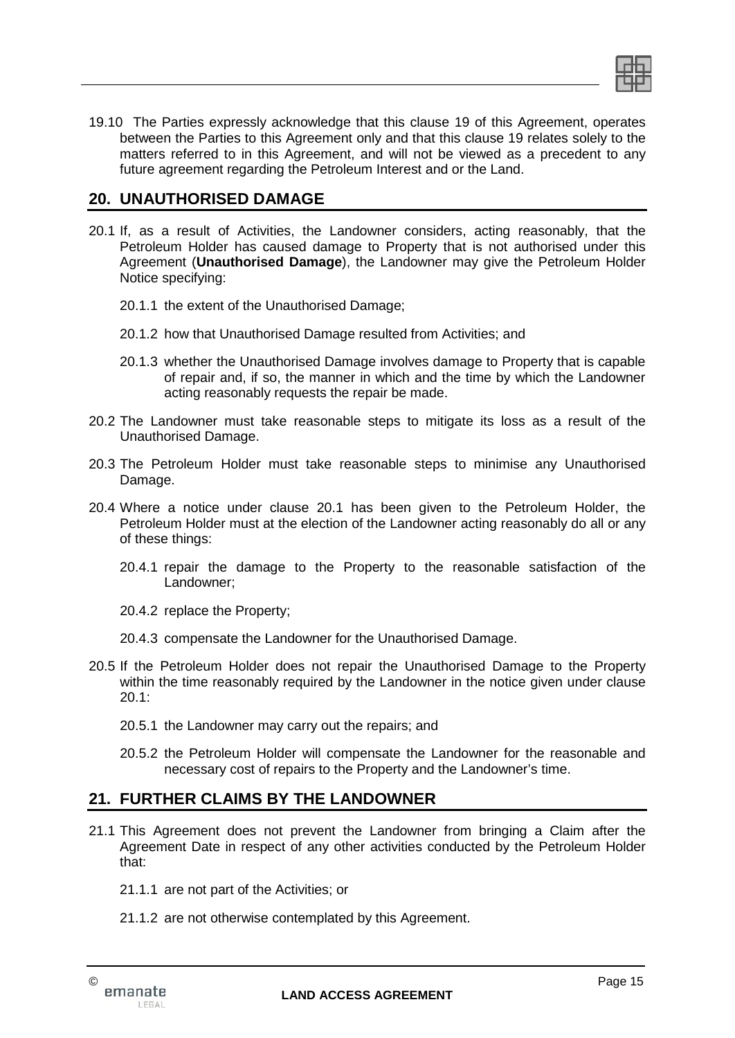19.10 The Parties expressly acknowledge that this clause 19 of this Agreement, operates between the Parties to this Agreement only and that this clause 19 relates solely to the matters referred to in this Agreement, and will not be viewed as a precedent to any future agreement regarding the Petroleum Interest and or the Land.

## 20. UNAUTHORISED DAMAGE

20.1 If, as a result of Activities, the Landowner considers, acting reasonably, that the Petroleum Holder has caused damage to Property that is not authorised under this Agreement (**Unauthorised Damage**), the Landowner may give the Petroleum Holder Notice specifying:

20.1.1 the extent of the Unauthorised Damage;

20.1.2 how that Unauthorised Damage resulted from Activities; and

20.1.3 whether the Unauthorised Damage involves damage to Property that is capable of repair and, if so, the manner in which and the time by which the Landowner acting reasonably requests the repair be made.

20.2 The Landowner must take reasonable steps to mitigate its loss as a result of the Unauthorised Damage.

20.3 The Petroleum Holder must take reasonable steps to minimise any Unauthorised Damage.

20.4 Where a notice under clause 20.1 has been given to the Petroleum Holder, the Petroleum Holder must at the election of the Landowner acting reasonably do all or any of these things:

20.4.1 repair the damage to the Property to the reasonable satisfaction of the Landowner;

20.4.2 replace the Property;

20.4.3 compensate the Landowner for the Unauthorised Damage.

20.5 If the Petroleum Holder does not repair the Unauthorised Damage to the Property within the time reasonably required by the Landowner in the notice given under clause 20.1:

20.5.1 the Landowner may carry out the repairs; and

20.5.2 the Petroleum Holder will compensate the Landowner for the reasonable and necessary cost of repairs to the Property and the Landowner's time.

## 21. FURTHER CLAIMS BY THE LANDOWNER

21.1 This Agreement does not prevent the Landowner from bringing a Claim after the Agreement Date in respect of any other activities conducted by the Petroleum Holder that:

21.1.1 are not part of the Activities; or

21.1.2 are not otherwise contemplated by this Agreement.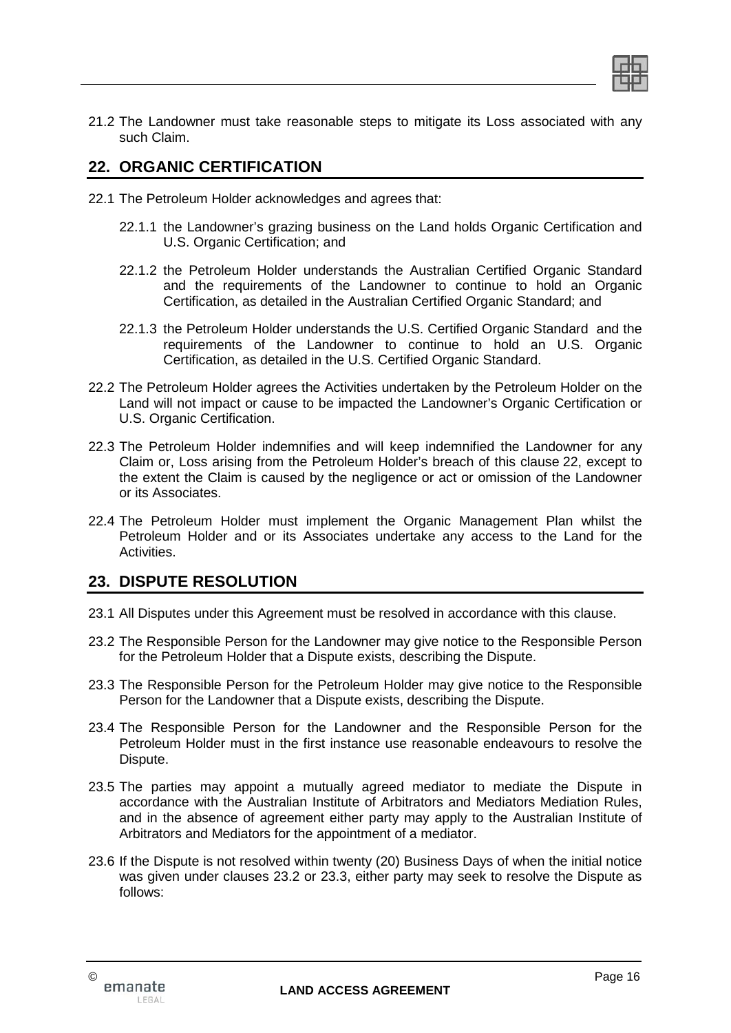21.2 The Landowner must take reasonable steps to mitigate its Loss associated with any such Claim.

## 22. ORGANIC CERTIFICATION

22.1 The Petroleum Holder acknowledges and agrees that:

22.1.1 the Landowner's grazing business on the Land holds Organic Certification and U.S. Organic Certification; and

22.1.2 the Petroleum Holder understands the Australian Certified Organic Standard and the requirements of the Landowner to continue to hold an Organic Certification, as detailed in the Australian Certified Organic Standard; and

22.1.3 the Petroleum Holder understands the U.S. Certified Organic Standard and the requirements of the Landowner to continue to hold an U.S. Organic Certification, as detailed in the U.S. Certified Organic Standard.

22.2 The Petroleum Holder agrees the Activities undertaken by the Petroleum Holder on the Land will not impact or cause to be impacted the Landowner's Organic Certification or U.S. Organic Certification.

22.3 The Petroleum Holder indemnifies and will keep indemnified the Landowner for any Claim or, Loss arising from the Petroleum Holder's breach of this clause 22, except to the extent the Claim is caused by the negligence or act or omission of the Landowner or its Associates.

22.4 The Petroleum Holder must implement the Organic Management Plan whilst the Petroleum Holder and or its Associates undertake any access to the Land for the Activities.

## 23. DISPUTE RESOLUTION

23.1 All Disputes under this Agreement must be resolved in accordance with this clause.

23.2 The Responsible Person for the Landowner may give notice to the Responsible Person for the Petroleum Holder that a Dispute exists, describing the Dispute.

23.3 The Responsible Person for the Petroleum Holder may give notice to the Responsible Person for the Landowner that a Dispute exists, describing the Dispute.

23.4 The Responsible Person for the Landowner and the Responsible Person for the Petroleum Holder must in the first instance use reasonable endeavours to resolve the Dispute.

23.5 The parties may appoint a mutually agreed mediator to mediate the Dispute in accordance with the Australian Institute of Arbitrators and Mediators Mediation Rules, and in the absence of agreement either party may apply to the Australian Institute of Arbitrators and Mediators for the appointment of a mediator.

23.6 If the Dispute is not resolved within twenty (20) Business Days of when the initial notice was given under clauses 23.2 or 23.3, either party may seek to resolve the Dispute as follows: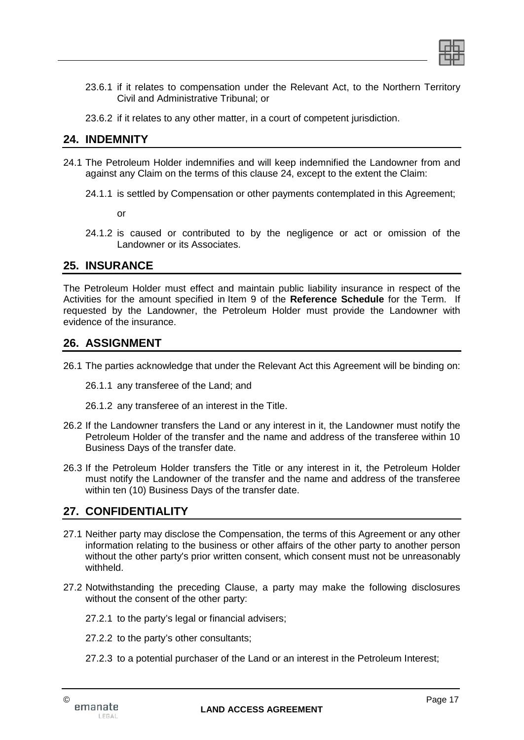23.6.1 if it relates to compensation under the Relevant Act, to the Northern Territory Civil and Administrative Tribunal; or

23.6.2 if it relates to any other matter, in a court of competent jurisdiction.

## 24. INDEMNITY

24.1 The Petroleum Holder indemnifies and will keep indemnified the Landowner from and against any Claim on the terms of this clause 24, except to the extent the Claim:

24.1.1 is settled by Compensation or other payments contemplated in this Agreement;

or

24.1.2 is caused or contributed to by the negligence or act or omission of the Landowner or its Associates.

## 25. INSURANCE

The Petroleum Holder must effect and maintain public liability insurance in respect of the Activities for the amount specified in Item 9 of the **Reference Schedule** for the Term. If requested by the Landowner, the Petroleum Holder must provide the Landowner with evidence of the insurance.

## 26. ASSIGNMENT

26.1 The parties acknowledge that under the Relevant Act this Agreement will be binding on:

26.1.1 any transferee of the Land; and

26.1.2 any transferee of an interest in the Title.

26.2 If the Landowner transfers the Land or any interest in it, the Landowner must notify the Petroleum Holder of the transfer and the name and address of the transferee within 10 Business Days of the transfer date.

26.3 If the Petroleum Holder transfers the Title or any interest in it, the Petroleum Holder must notify the Landowner of the transfer and the name and address of the transferee within ten (10) Business Days of the transfer date.

## 27. CONFIDENTIALITY

27.1 Neither party may disclose the Compensation, the terms of this Agreement or any other information relating to the business or other affairs of the other party to another person without the other party's prior written consent, which consent must not be unreasonably withheld.

27.2 Notwithstanding the preceding Clause, a party may make the following disclosures without the consent of the other party:

27.2.1 to the party’s legal or financial advisers;

27.2.2 to the party’s other consultants;

27.2.3 to a potential purchaser of the Land or an interest in the Petroleum Interest;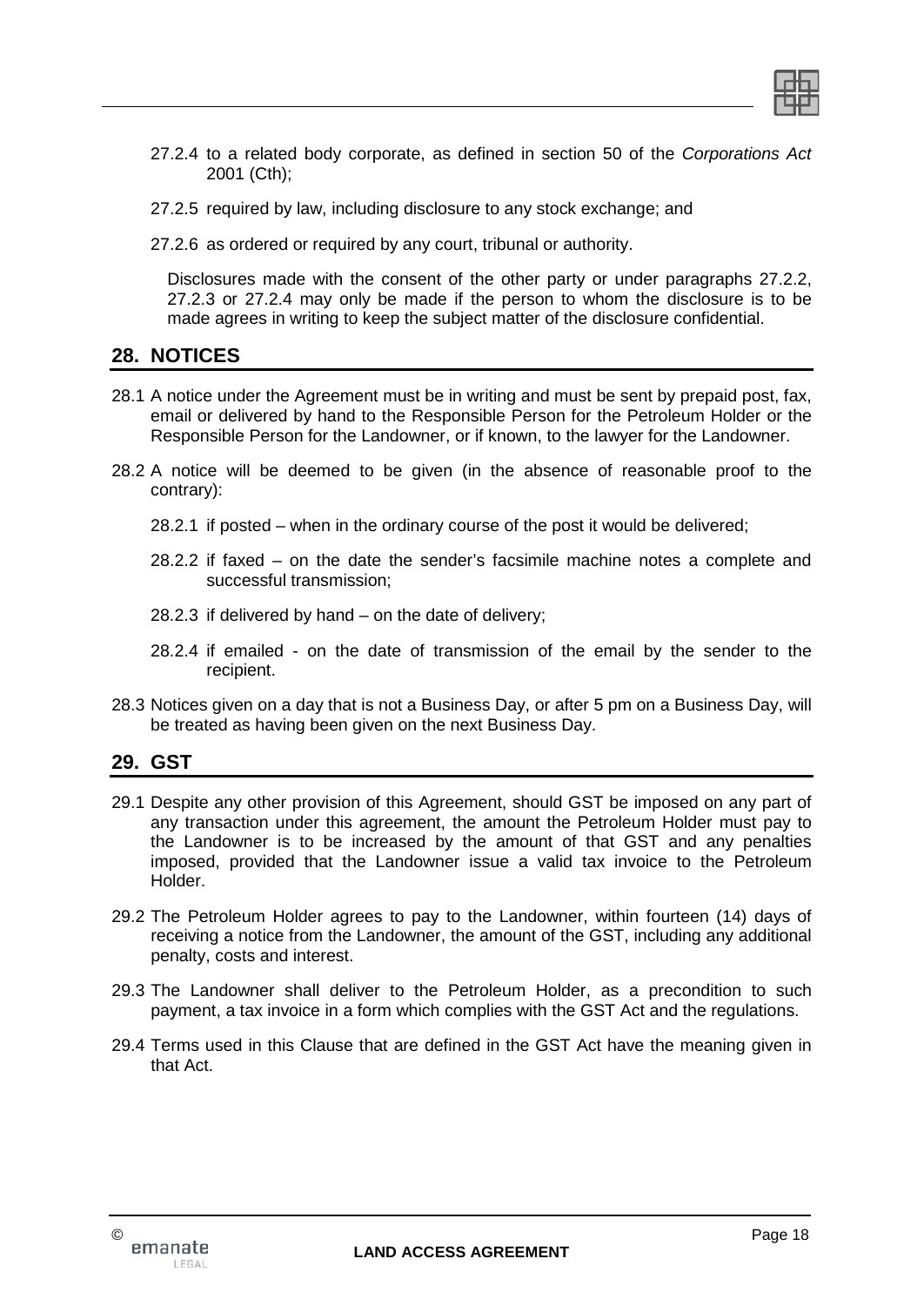27.2.4 to a related body corporate, as defined in section 50 of the *Corporations Act* 2001 (Cth);

27.2.5 required by law, including disclosure to any stock exchange; and

27.2.6 as ordered or required by any court, tribunal or authority.

Disclosures made with the consent of the other party or under paragraphs 27.2.2, 27.2.3 or 27.2.4 may only be made if the person to whom the disclosure is to be made agrees in writing to keep the subject matter of the disclosure confidential.

## 28. NOTICES

28.1 A notice under the Agreement must be in writing and must be sent by prepaid post, fax, email or delivered by hand to the Responsible Person for the Petroleum Holder or the Responsible Person for the Landowner, or if known, to the lawyer for the Landowner.

28.2 A notice will be deemed to be given (in the absence of reasonable proof to the contrary):

28.2.1 if posted – when in the ordinary course of the post it would be delivered;

28.2.2 if faxed – on the date the sender's facsimile machine notes a complete and successful transmission;

28.2.3 if delivered by hand – on the date of delivery;

28.2.4 if emailed - on the date of transmission of the email by the sender to the recipient.

28.3 Notices given on a day that is not a Business Day, or after 5 pm on a Business Day, will be treated as having been given on the next Business Day.

## 29. GST

29.1 Despite any other provision of this Agreement, should GST be imposed on any part of any transaction under this agreement, the amount the Petroleum Holder must pay to the Landowner is to be increased by the amount of that GST and any penalties imposed, provided that the Landowner issue a valid tax invoice to the Petroleum Holder.

29.2 The Petroleum Holder agrees to pay to the Landowner, within fourteen (14) days of receiving a notice from the Landowner, the amount of the GST, including any additional penalty, costs and interest.

29.3 The Landowner shall deliver to the Petroleum Holder, as a precondition to such payment, a tax invoice in a form which complies with the GST Act and the regulations.

29.4 Terms used in this Clause that are defined in the GST Act have the meaning given in that Act.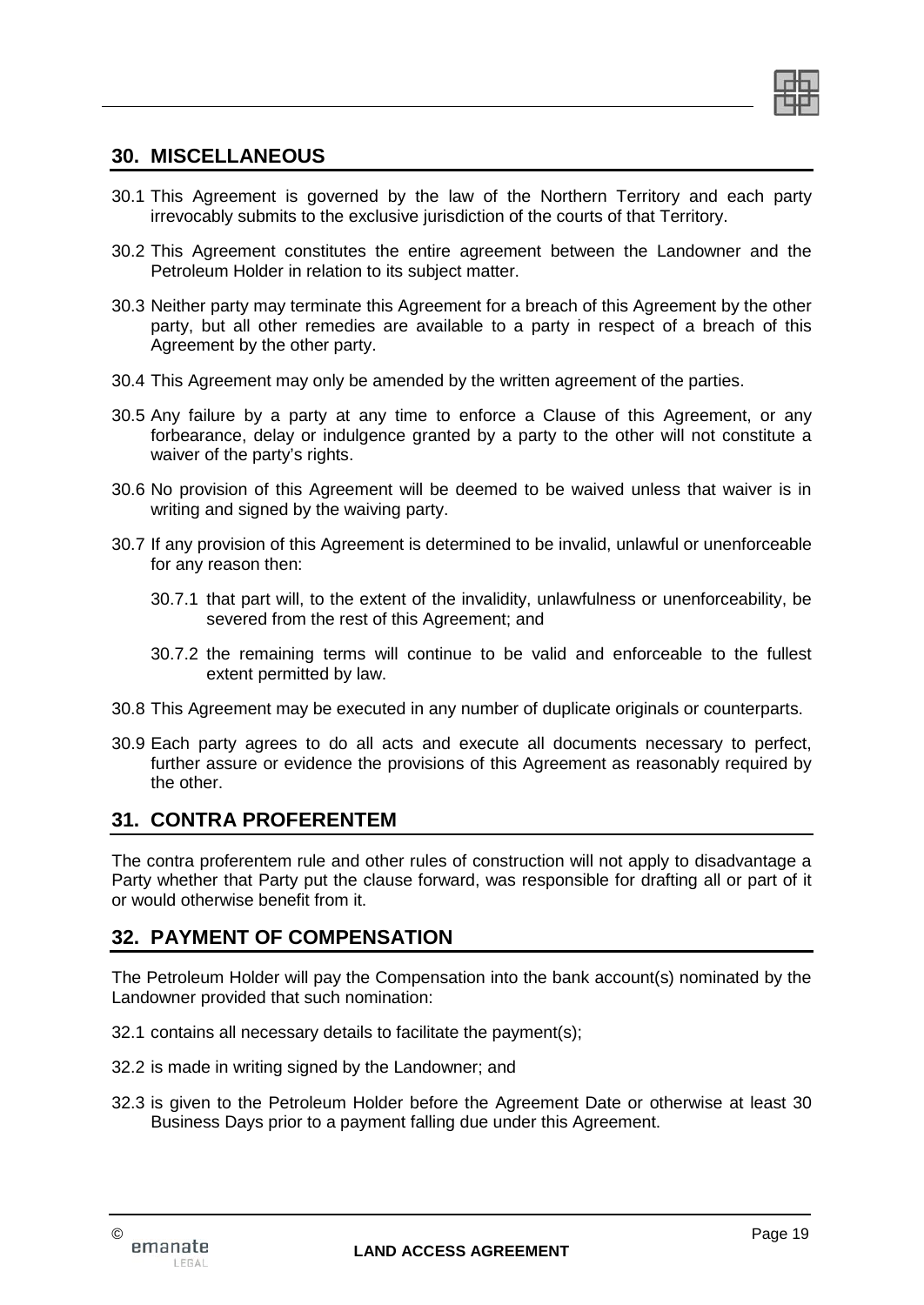## 30. MISCELLANEOUS

30.1 This Agreement is governed by the law of the Northern Territory and each party irrevocably submits to the exclusive jurisdiction of the courts of that Territory.

30.2 This Agreement constitutes the entire agreement between the Landowner and the Petroleum Holder in relation to its subject matter.

30.3 Neither party may terminate this Agreement for a breach of this Agreement by the other party, but all other remedies are available to a party in respect of a breach of this Agreement by the other party.

30.4 This Agreement may only be amended by the written agreement of the parties.

30.5 Any failure by a party at any time to enforce a Clause of this Agreement, or any forbearance, delay or indulgence granted by a party to the other will not constitute a waiver of the party's rights.

30.6 No provision of this Agreement will be deemed to be waived unless that waiver is in writing and signed by the waiving party.

30.7 If any provision of this Agreement is determined to be invalid, unlawful or unenforceable for any reason then:

30.7.1 that part will, to the extent of the invalidity, unlawfulness or unenforceability, be severed from the rest of this Agreement; and

30.7.2 the remaining terms will continue to be valid and enforceable to the fullest extent permitted by law.

30.8 This Agreement may be executed in any number of duplicate originals or counterparts.

30.9 Each party agrees to do all acts and execute all documents necessary to perfect, further assure or evidence the provisions of this Agreement as reasonably required by the other.

## 31. CONTRA PROFERENTEM

The contra proferentem rule and other rules of construction will not apply to disadvantage a Party whether that Party put the clause forward, was responsible for drafting all or part of it or would otherwise benefit from it.

## 32. PAYMENT OF COMPENSATION

The Petroleum Holder will pay the Compensation into the bank account(s) nominated by the Landowner provided that such nomination:

32.1 contains all necessary details to facilitate the payment(s);

32.2 is made in writing signed by the Landowner; and

32.3 is given to the Petroleum Holder before the Agreement Date or otherwise at least 30 Business Days prior to a payment falling due under this Agreement.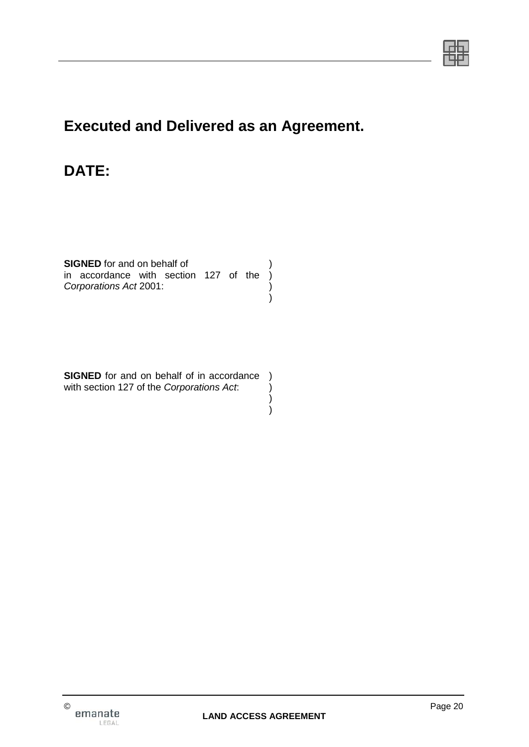# Executed and Delivered as an Agreement.

# DATE:

| | |
|---|---|
| **SIGNED** for and on behalf of in accordance with section 127 of the *Corporations Act* 2001: | )<br>)<br>)<br>) |

| | |
|---|---|
| **SIGNED** for and on behalf of in accordance with section 127 of the *Corporations Act*: | )<br>)<br>)<br>) |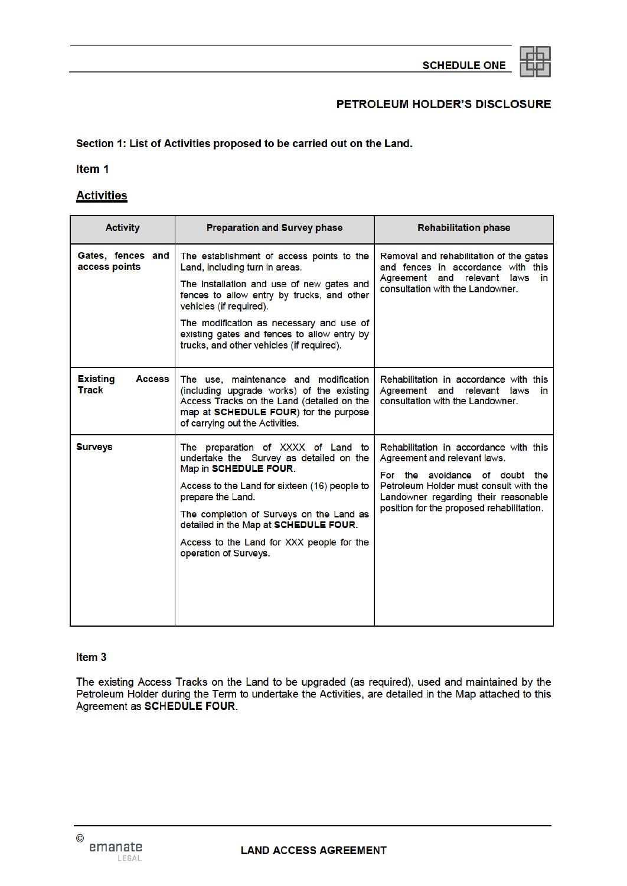## SCHEDULE ONE

## PETROLEUM HOLDER'S DISCLOSURE

**Section 1: List of Activities proposed to be carried out on the Land.**

**Item 1**

**Activities**

| Activity | Preparation and Survey phase | Rehabilitation phase |
|---|---|---|
| **Gates, fences and access points** | The establishment of access points to the Land, including turn in areas.<br><br>The installation and use of new gates and fences to allow entry by trucks, and other vehicles (if required).<br><br>The modification as necessary and use of existing gates and fences to allow entry by trucks, and other vehicles (if required). | Removal and rehabilitation of the gates and fences in accordance with this Agreement and relevant laws in consultation with the Landowner. |
| **Existing Access Track** | The use, maintenance and modification (including upgrade works) of the existing Access Tracks on the Land (detailed on the map at **SCHEDULE FOUR**) for the purpose of carrying out the Activities. | Rehabilitation in accordance with this Agreement and relevant laws in consultation with the Landowner. |
| **Surveys** | The preparation of XXXX of Land to undertake the Survey as detailed on the Map in **SCHEDULE FOUR**.<br><br>Access to the Land for sixteen (16) people to prepare the Land.<br><br>The completion of Surveys on the Land as detailed in the Map at **SCHEDULE FOUR**.<br><br>Access to the Land for XXX people for the operation of Surveys. | Rehabilitation in accordance with this Agreement and relevant laws.<br><br>For the avoidance of doubt the Petroleum Holder must consult with the Landowner regarding their reasonable position for the proposed rehabilitation. |

**Item 3**

The existing Access Tracks on the Land to be upgraded (as required), used and maintained by the Petroleum Holder during the Term to undertake the Activities, are detailed in the Map attached to this Agreement as **SCHEDULE FOUR**.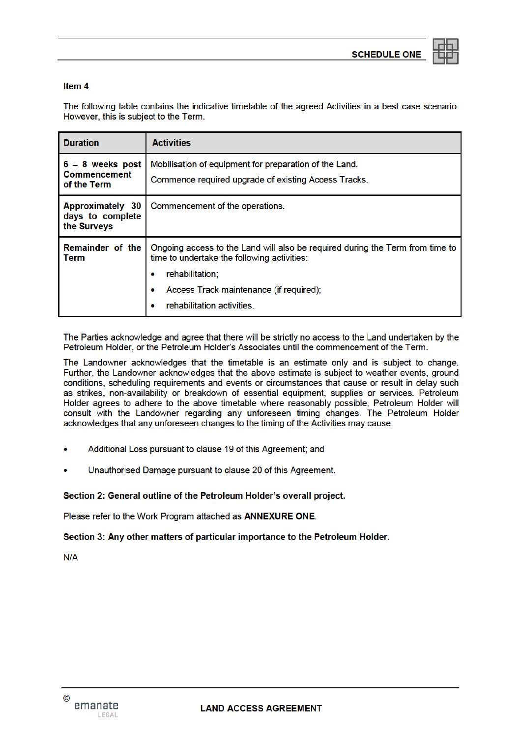**Item 4**

The following table contains the indicative timetable of the agreed Activities in a best case scenario. However, this is subject to the Term.

| Duration | Activities |
|---|---|
| **6 – 8 weeks post Commencement of the Term** | Mobilisation of equipment for preparation of the Land.<br>Commence required upgrade of existing Access Tracks. |
| **Approximately 30 days to complete the Surveys** | Commencement of the operations. |
| **Remainder of the Term** | Ongoing access to the Land will also be required during the Term from time to time to undertake the following activities:<br>• rehabilitation;<br>• Access Track maintenance (if required);<br>• rehabilitation activities. |

The Parties acknowledge and agree that there will be strictly no access to the Land undertaken by the Petroleum Holder, or the Petroleum Holder's Associates until the commencement of the Term.

The Landowner acknowledges that the timetable is an estimate only and is subject to change. Further, the Landowner acknowledges that the above estimate is subject to weather events, ground conditions, scheduling requirements and events or circumstances that cause or result in delay such as strikes, non-availability or breakdown of essential equipment, supplies or services. Petroleum Holder agrees to adhere to the above timetable where reasonably possible, Petroleum Holder will consult with the Landowner regarding any unforeseen timing changes. The Petroleum Holder acknowledges that any unforeseen changes to the timing of the Activities may cause:

- Additional Loss pursuant to clause 19 of this Agreement; and
- Unauthorised Damage pursuant to clause 20 of this Agreement.

**Section 2: General outline of the Petroleum Holder's overall project.**

Please refer to the Work Program attached as **ANNEXURE ONE**.

**Section 3: Any other matters of particular importance to the Petroleum Holder.**

N/A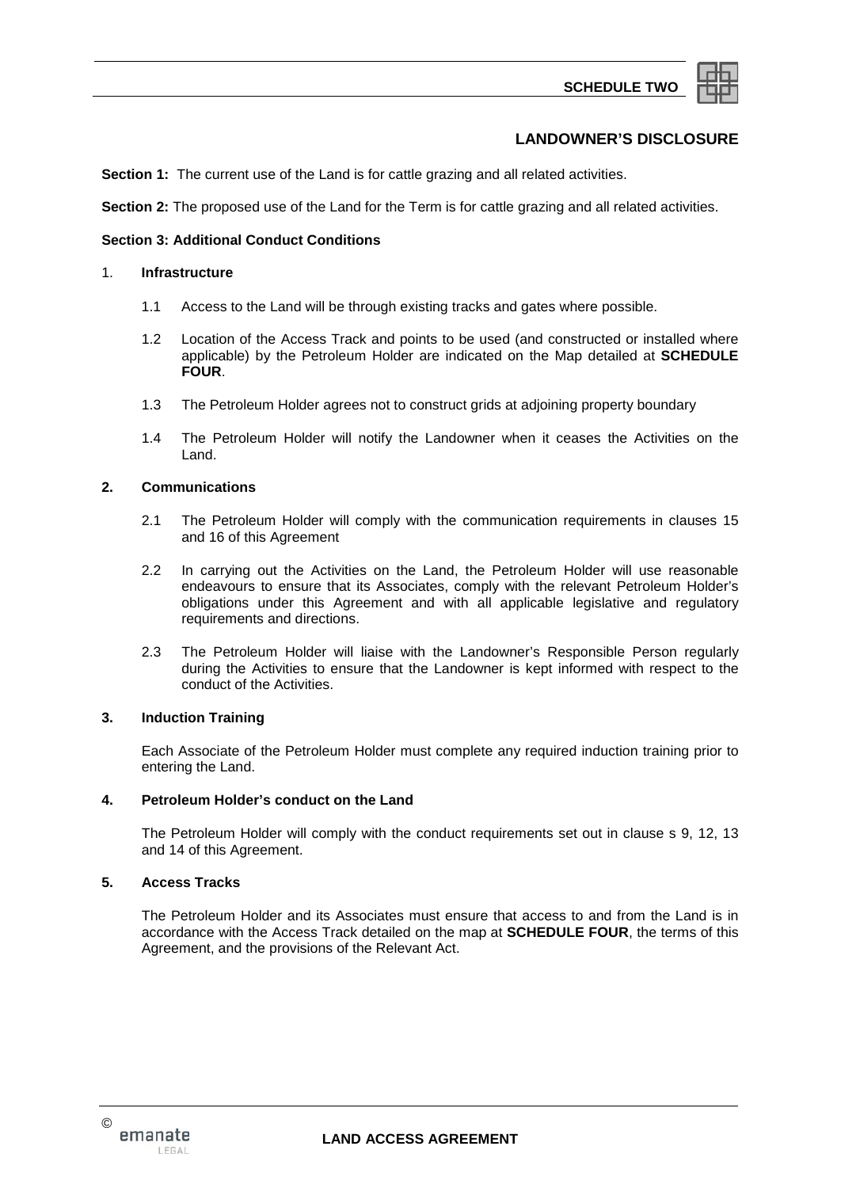# SCHEDULE TWO

## LANDOWNER'S DISCLOSURE

**Section 1:** The current use of the Land is for cattle grazing and all related activities.

**Section 2:** The proposed use of the Land for the Term is for cattle grazing and all related activities.

**Section 3: Additional Conduct Conditions**

1. **Infrastructure**

   1.1 Access to the Land will be through existing tracks and gates where possible.

   1.2 Location of the Access Track and points to be used (and constructed or installed where applicable) by the Petroleum Holder are indicated on the Map detailed at **SCHEDULE FOUR**.

   1.3 The Petroleum Holder agrees not to construct grids at adjoining property boundary

   1.4 The Petroleum Holder will notify the Landowner when it ceases the Activities on the Land.

**2. Communications**

   2.1 The Petroleum Holder will comply with the communication requirements in clauses 15 and 16 of this Agreement

   2.2 In carrying out the Activities on the Land, the Petroleum Holder will use reasonable endeavours to ensure that its Associates, comply with the relevant Petroleum Holder's obligations under this Agreement and with all applicable legislative and regulatory requirements and directions.

   2.3 The Petroleum Holder will liaise with the Landowner's Responsible Person regularly during the Activities to ensure that the Landowner is kept informed with respect to the conduct of the Activities.

**3. Induction Training**

Each Associate of the Petroleum Holder must complete any required induction training prior to entering the Land.

**4. Petroleum Holder's conduct on the Land**

The Petroleum Holder will comply with the conduct requirements set out in clause s 9, 12, 13 and 14 of this Agreement.

**5. Access Tracks**

The Petroleum Holder and its Associates must ensure that access to and from the Land is in accordance with the Access Track detailed on the map at **SCHEDULE FOUR**, the terms of this Agreement, and the provisions of the Relevant Act.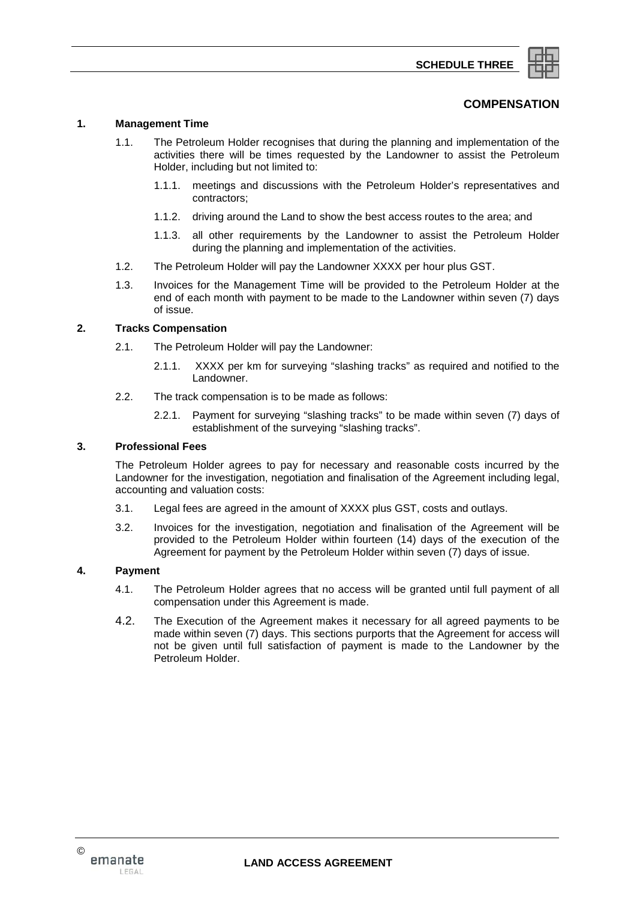## SCHEDULE THREE

### COMPENSATION

**1. Management Time**

1.1. The Petroleum Holder recognises that during the planning and implementation of the activities there will be times requested by the Landowner to assist the Petroleum Holder, including but not limited to:

1.1.1. meetings and discussions with the Petroleum Holder's representatives and contractors;

1.1.2. driving around the Land to show the best access routes to the area; and

1.1.3. all other requirements by the Landowner to assist the Petroleum Holder during the planning and implementation of the activities.

1.2. The Petroleum Holder will pay the Landowner XXXX per hour plus GST.

1.3. Invoices for the Management Time will be provided to the Petroleum Holder at the end of each month with payment to be made to the Landowner within seven (7) days of issue.

**2. Tracks Compensation**

2.1. The Petroleum Holder will pay the Landowner:

2.1.1. XXXX per km for surveying "slashing tracks" as required and notified to the Landowner.

2.2. The track compensation is to be made as follows:

2.2.1. Payment for surveying "slashing tracks" to be made within seven (7) days of establishment of the surveying "slashing tracks".

**3. Professional Fees**

The Petroleum Holder agrees to pay for necessary and reasonable costs incurred by the Landowner for the investigation, negotiation and finalisation of the Agreement including legal, accounting and valuation costs:

3.1. Legal fees are agreed in the amount of XXXX plus GST, costs and outlays.

3.2. Invoices for the investigation, negotiation and finalisation of the Agreement will be provided to the Petroleum Holder within fourteen (14) days of the execution of the Agreement for payment by the Petroleum Holder within seven (7) days of issue.

**4. Payment**

4.1. The Petroleum Holder agrees that no access will be granted until full payment of all compensation under this Agreement is made.

4.2. The Execution of the Agreement makes it necessary for all agreed payments to be made within seven (7) days. This sections purports that the Agreement for access will not be given until full satisfaction of payment is made to the Landowner by the Petroleum Holder.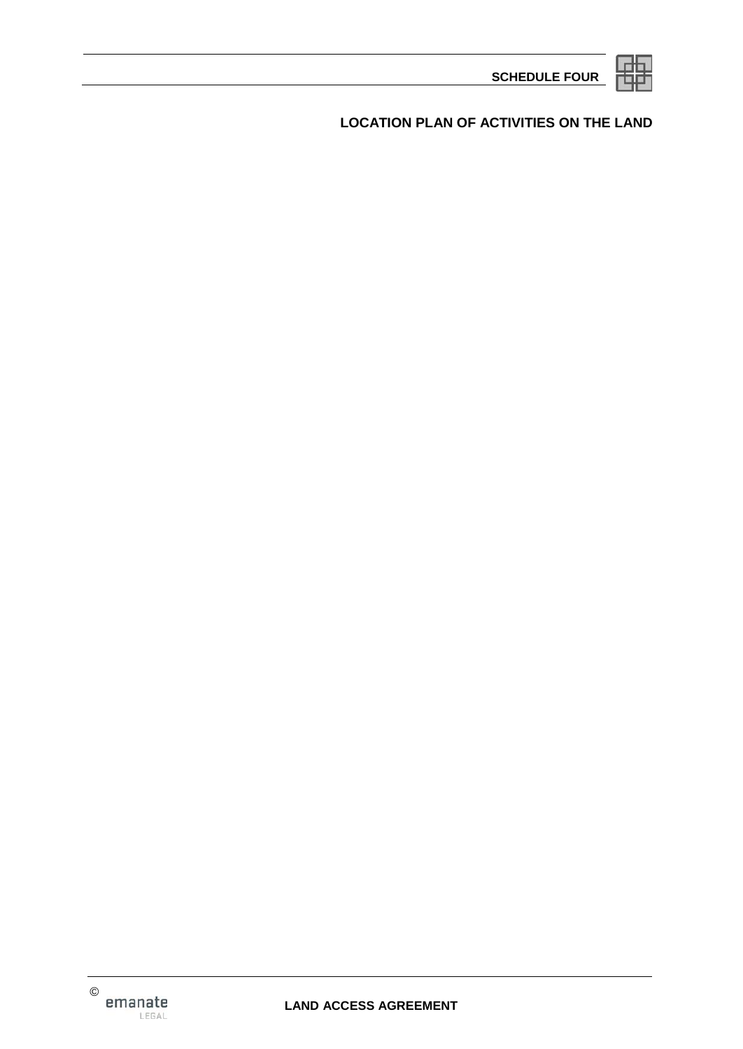## SCHEDULE FOUR

### LOCATION PLAN OF ACTIVITIES ON THE LAND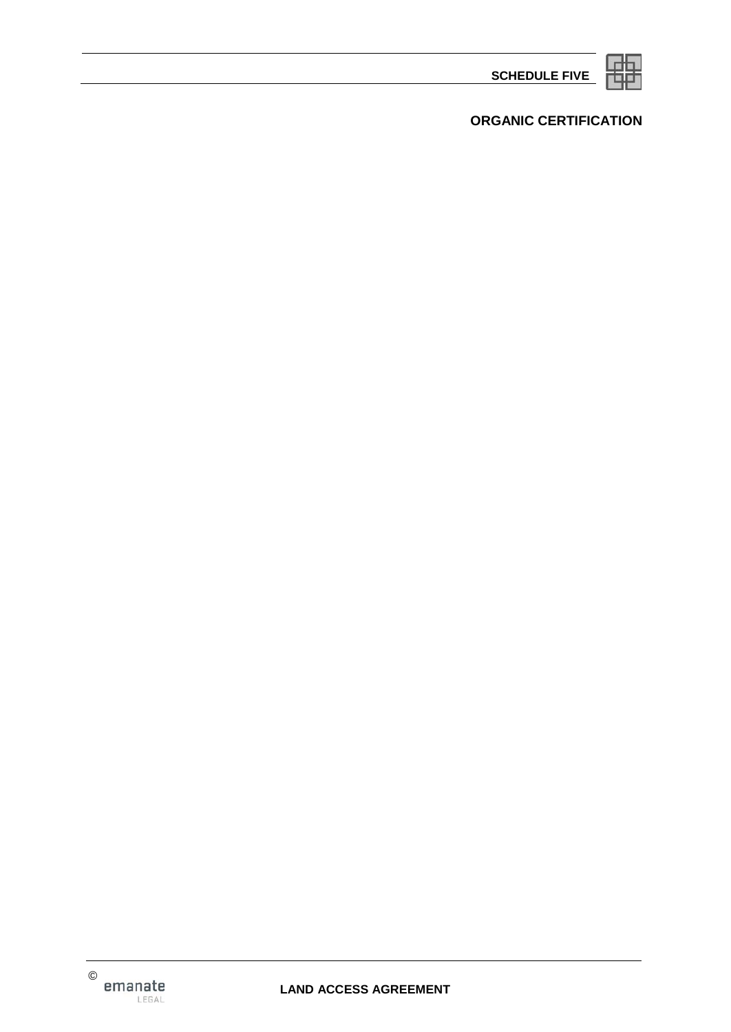# SCHEDULE FIVE

## ORGANIC CERTIFICATION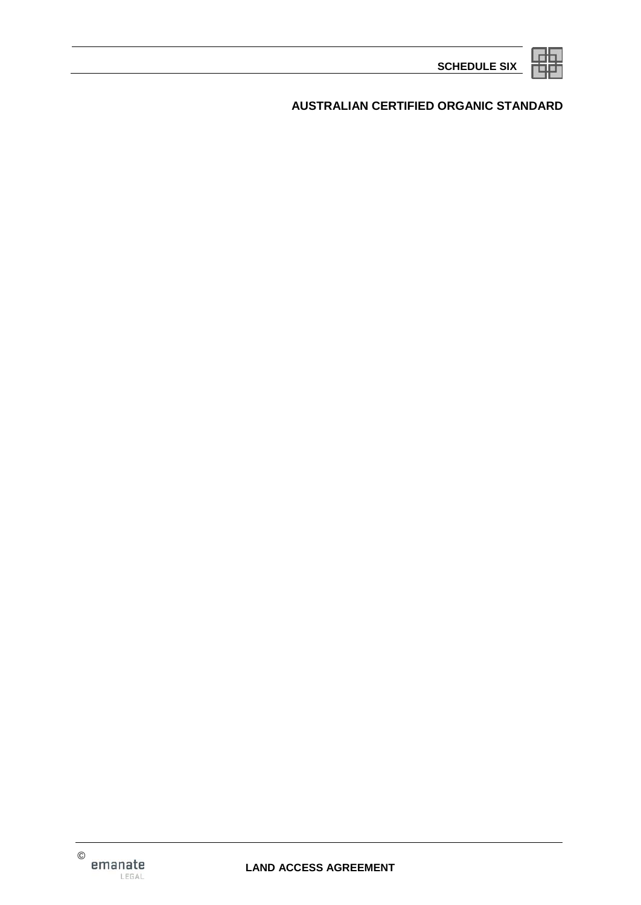# SCHEDULE SIX

## AUSTRALIAN CERTIFIED ORGANIC STANDARD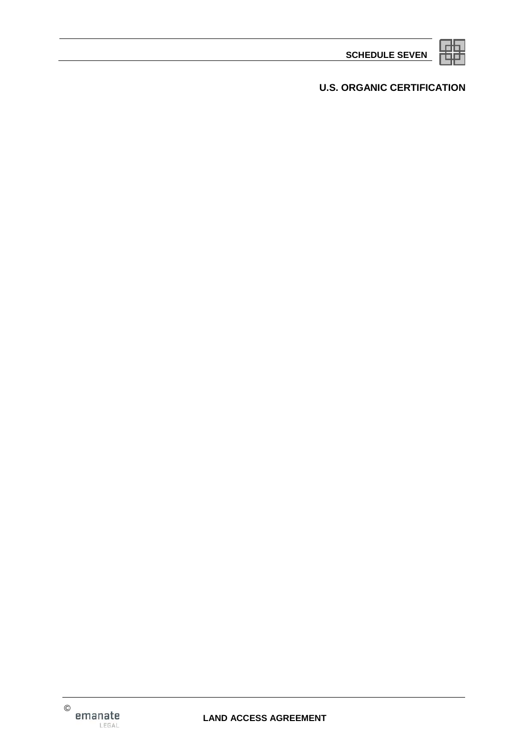# SCHEDULE SEVEN

## U.S. ORGANIC CERTIFICATION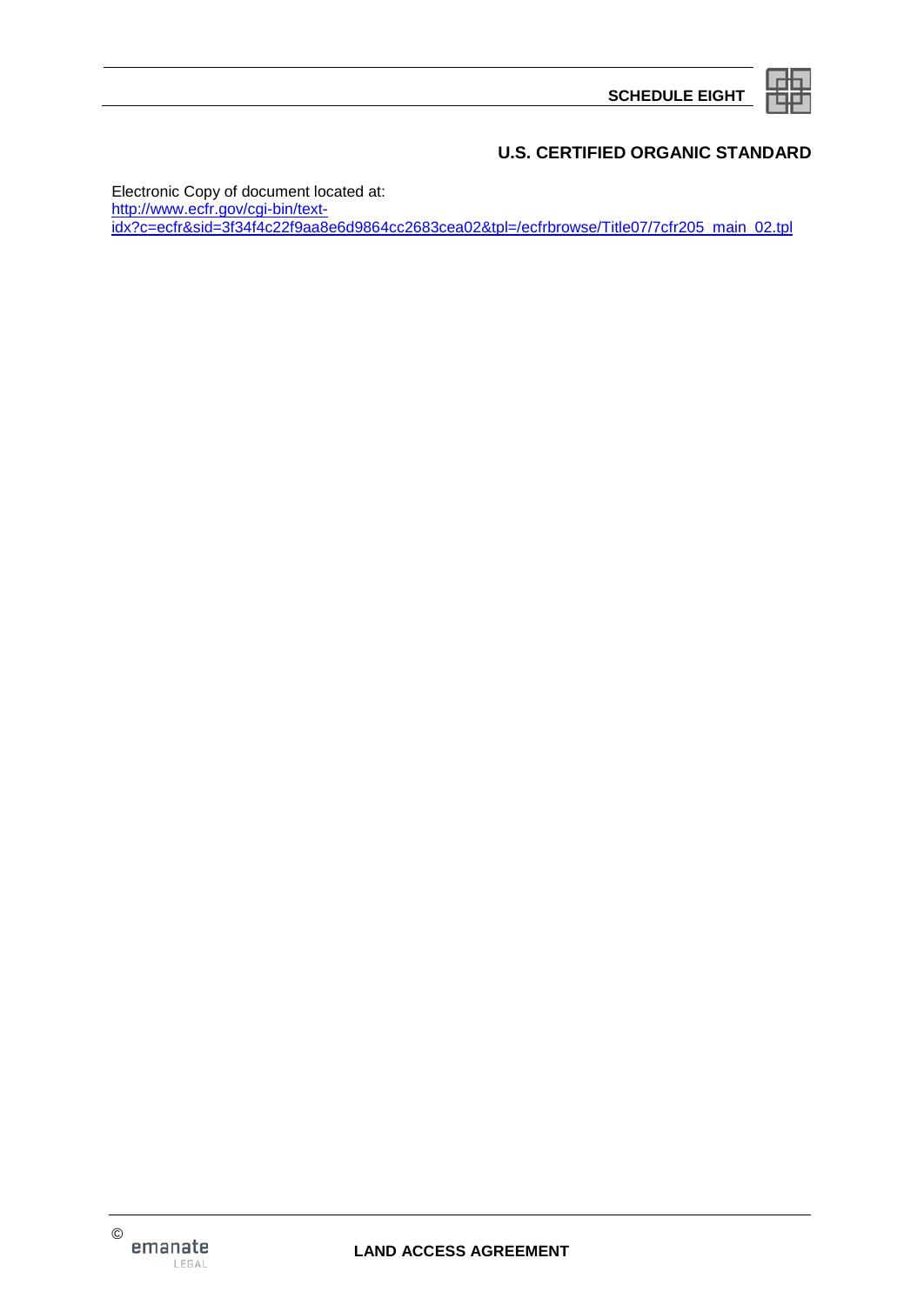## SCHEDULE EIGHT

## U.S. CERTIFIED ORGANIC STANDARD

Electronic Copy of document located at:
[http://www.ecfr.gov/cgi-bin/text-idx?c=ecfr&sid=3f34f4c22f9aa8e6d9864cc2683cea02&tpl=/ecfrbrowse/Title07/7cfr205_main_02.tpl](http://www.ecfr.gov/cgi-bin/text-idx?c=ecfr&sid=3f34f4c22f9aa8e6d9864cc2683cea02&tpl=/ecfrbrowse/Title07/7cfr205_main_02.tpl)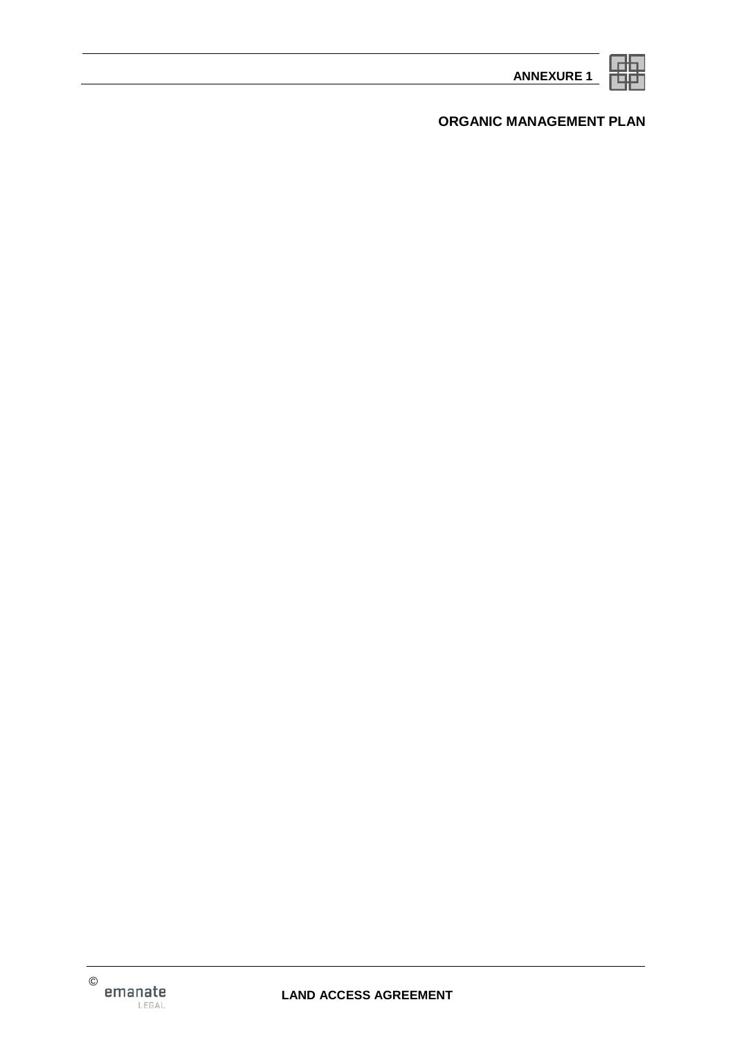# ANNEXURE 1

## ORGANIC MANAGEMENT PLAN